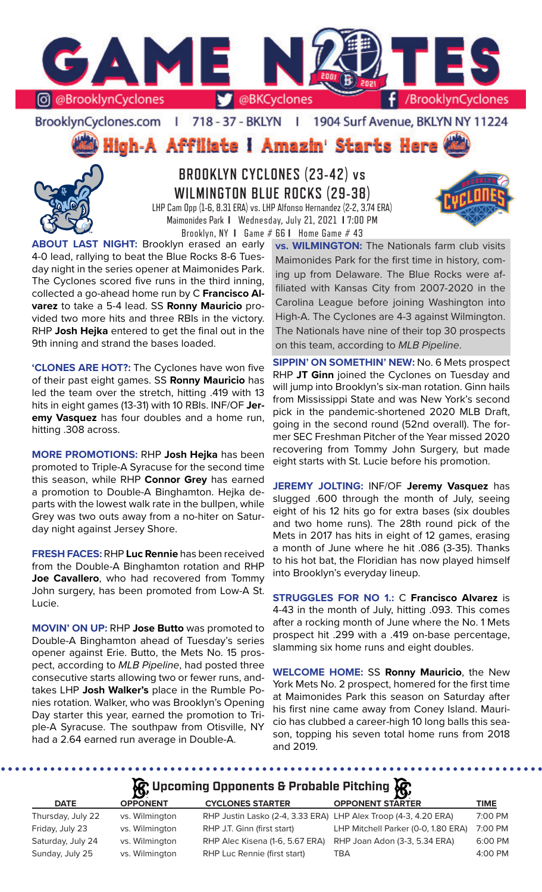# GAME NOTES

@BrooklynCyclones | @BKCyclones | /BrooklynCyclones

BrooklynCyclones.com | 718 - 37 - BKLYN | 1904 Surf Avenue, BKLYN NY 11224

**High-A Affiliate | Amazin' Starts Here**

## BROOKLYN CYCLONES (23-42) vs WILMINGTON BLUE ROCKS (29-38)

LHP Cam Opp (1-6, 8.31 ERA) vs. LHP Alfonso Hernandez (2-2, 3.74 ERA)
Maimonides Park | Wednesday, July 21, 2021 | 7:00 PM
Brooklyn, NY | Game # 66 | Home Game # 43

**ABOUT LAST NIGHT:** Brooklyn erased an early 4-0 lead, rallying to beat the Blue Rocks 8-6 Tuesday night in the series opener at Maimonides Park. The Cyclones scored five runs in the third inning, collected a go-ahead home run by C **Francisco Alvarez** to take a 5-4 lead. SS **Ronny Mauricio** provided two more hits and three RBIs in the victory. RHP **Josh Hejka** entered to get the final out in the 9th inning and strand the bases loaded.

**'CLONES ARE HOT?:** The Cyclones have won five of their past eight games. SS **Ronny Mauricio** has led the team over the stretch, hitting .419 with 13 hits in eight games (13-31) with 10 RBIs. INF/OF **Jeremy Vasquez** has four doubles and a home run, hitting .308 across.

**MORE PROMOTIONS:** RHP **Josh Hejka** has been promoted to Triple-A Syracuse for the second time this season, while RHP **Connor Grey** has earned a promotion to Double-A Binghamton. Hejka departs with the lowest walk rate in the bullpen, while Grey was two outs away from a no-hiter on Saturday night against Jersey Shore.

**FRESH FACES:** RHP **Luc Rennie** has been received from the Double-A Binghamton rotation and RHP **Joe Cavallero**, who had recovered from Tommy John surgery, has been promoted from Low-A St. Lucie.

**MOVIN' ON UP:** RHP **Jose Butto** was promoted to Double-A Binghamton ahead of Tuesday's series opener against Erie. Butto, the Mets No. 15 prospect, according to *MLB Pipeline*, had posted three consecutive starts allowing two or fewer runs, andtakes LHP **Josh Walker's** place in the Rumble Ponies rotation. Walker, who was Brooklyn's Opening Day starter this year, earned the promotion to Triple-A Syracuse. The southpaw from Otisville, NY had a 2.64 earned run average in Double-A.

**vs. WILMINGTON:** The Nationals farm club visits Maimonides Park for the first time in history, coming up from Delaware. The Blue Rocks were affiliated with Kansas City from 2007-2020 in the Carolina League before joining Washington into High-A. The Cyclones are 4-3 against Wilmington. The Nationals have nine of their top 30 prospects on this team, according to *MLB Pipeline*.

**SIPPIN' ON SOMETHIN' NEW:** No. 6 Mets prospect RHP **JT Ginn** joined the Cyclones on Tuesday and will jump into Brooklyn's six-man rotation. Ginn hails from Mississippi State and was New York's second pick in the pandemic-shortened 2020 MLB Draft, going in the second round (52nd overall). The former SEC Freshman Pitcher of the Year missed 2020 recovering from Tommy John Surgery, but made eight starts with St. Lucie before his promotion.

**JEREMY JOLTING:** INF/OF **Jeremy Vasquez** has slugged .600 through the month of July, seeing eight of his 12 hits go for extra bases (six doubles and two home runs). The 28th round pick of the Mets in 2017 has hits in eight of 12 games, erasing a month of June where he hit .086 (3-35). Thanks to his hot bat, the Floridian has now played himself into Brooklyn's everyday lineup.

**STRUGGLES FOR NO 1.:** C **Francisco Alvarez** is 4-43 in the month of July, hitting .093. This comes after a rocking month of June where the No. 1 Mets prospect hit .299 with a .419 on-base percentage, slamming six home runs and eight doubles.

**WELCOME HOME:** SS **Ronny Mauricio**, the New York Mets No. 2 prospect, homered for the first time at Maimonides Park this season on Saturday after his first nine came away from Coney Island. Mauricio has clubbed a career-high 10 long balls this season, topping his seven total home runs from 2018 and 2019.

## Upcoming Opponents & Probable Pitching

| DATE | OPPONENT | CYCLONES STARTER | OPPONENT STARTER | TIME |
|---|---|---|---|---|
| Thursday, July 22 | vs. Wilmington | RHP Justin Lasko (2-4, 3.33 ERA) | LHP Alex Troop (4-3, 4.20 ERA) | 7:00 PM |
| Friday, July 23 | vs. Wilmington | RHP J.T. Ginn (first start) | LHP Mitchell Parker (0-0, 1.80 ERA) | 7:00 PM |
| Saturday, July 24 | vs. Wilmington | RHP Alec Kisena (1-6, 5.67 ERA) | RHP Joan Adon (3-3, 5.34 ERA) | 6:00 PM |
| Sunday, July 25 | vs. Wilmington | RHP Luc Rennie (first start) | TBA | 4:00 PM |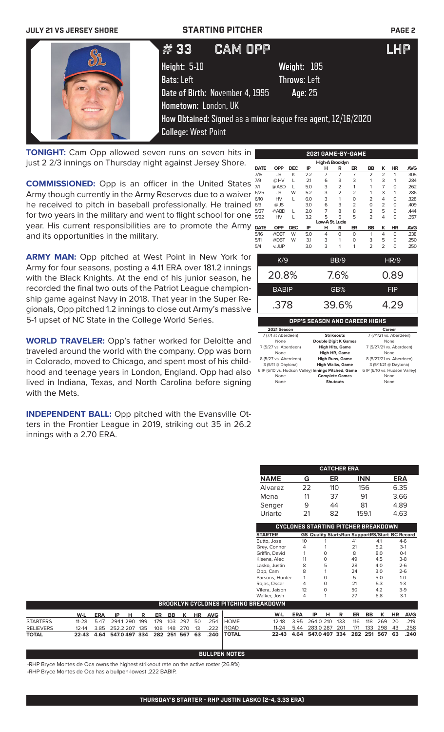**JULY 21 VS JERSEY SHORE** — **STARTING PITCHER**

# # 33 CAM OPP — LHP

**Height:** 5-10 **Weight:** 185
**Bats:** Left **Throws:** Left
**Date of Birth:** November 4, 1995 **Age:** 25
**Hometown:** London, UK
**How Obtained:** Signed as a minor league free agent, 12/16/2020
**College:** West Point

**TONIGHT:** Cam Opp allowed seven runs on seven hits in just 2 2/3 innings on Thursday night against Jersey Shore.

**COMMISSIONED:** Opp is an officer in the United States Army though currently in the Army Reserves due to a waiver he received to pitch in baseball professionally. He trained for two years in the military and went to flight school for one year. His current responsibilities are to promote the Army and its opportunities in the military.

**ARMY MAN:** Opp pitched at West Point in New York for Army for four seasons, posting a 4.11 ERA over 181.2 innings with the Black Knights. At the end of his junior season, he recorded the final two outs of the Patriot League championship game against Navy in 2018. That year in the Super Regionals, Opp pitched 1.2 innings to close out Army's massive 5-1 upset of NC State in the College World Series.

**WORLD TRAVELER:** Opp's father worked for Deloitte and traveled around the world with the company. Opp was born in Colorado, moved to Chicago, and spent most of his childhood and teenage years in London, England. Opp had also lived in Indiana, Texas, and North Carolina before signing with the Mets.

**INDEPENDENT BALL:** Opp pitched with the Evansville Otters in the Frontier League in 2019, striking out 35 in 26.2 innings with a 2.70 ERA.

## 2021 GAME-BY-GAME

| DATE | OPP | DEC | IP | H | R | ER | BB | K | HR | AVG |
|---|---|---|---|---|---|---|---|---|---|---|
| **High-A Brooklyn** | | | | | | | | | | |
| 7/15 | JS | K | 2.2 | 7 | 7 | 7 | 2 | 2 | 1 | .305 |
| 7/9 | @HV | L | 2.1 | 6 | 3 | 3 | 1 | 3 | 1 | .284 |
| 7/1 | @ABD | L | 5.0 | 3 | 2 | 1 | 1 | 7 | 0 | .262 |
| 6/25 | JS | W | 5.2 | 3 | 2 | 2 | 1 | 3 | 1 | .286 |
| 6/10 | HV | L | 6.0 | 3 | 1 | 0 | 2 | 4 | 0 | .328 |
| 6/3 | @JS | | 3.0 | 6 | 3 | 2 | 0 | 2 | 0 | .409 |
| 5/27 | @ABD | L | 2.0 | 7 | 8 | 8 | 2 | 5 | 0 | .444 |
| 5/22 | HV | L | 3.2 | 5 | 5 | 5 | 2 | 4 | 0 | .357 |
| **Low-A St. Lucie** | | | | | | | | | | |
| 5/16 | @DBT | W | 5.0 | 4 | 0 | 0 | 1 | 4 | 0 | .238 |
| 5/11 | @DBT | W | 3.1 | 3 | 1 | 0 | 3 | 5 | 0 | .250 |
| 5/4 | v. JUP | | 3.0 | 3 | 1 | 1 | 2 | 2 | 0 | .250 |

| K/9 | BB/9 | HR/9 |
|---|---|---|
| 20.8% | 7.6% | 0.89 |
| **BABIP** | **GB%** | **FIP** |
| .378 | 39.6% | 4.29 |

## OPP'S SEASON AND CAREER HIGHS

| 2021 Season | | Career |
|---|---|---|
| 7 (7/1 at Aberdeen) | Strikeouts | 7 (7/1/21 vs. Aberdeen) |
| None | Double Digit K Games | None |
| 7 (5/27 vs. Aberdeen) | High Hits, Game | 7 (5/27/21 vs. Aberdeen) |
| None | High HR, Game | None |
| 8 (5/27 vs. Aberdeen) | High Runs, Game | 8 (5/27/21 vs. Aberdeen) |
| 3 (5/11 @ Daytona) | High Walks, Game | 3 (5/11/21 @ Daytona) |
| 6 IP (6/10 vs. Hudson Valley) | Innings Pitched, Game | 6 IP (6/10 vs. Hudson Valley) |
| None | Complete Games | None |
| None | Shutouts | None |

## CATCHER ERA

| NAME | G | ER | INN | ERA |
|---|---|---|---|---|
| Alvarez | 22 | 110 | 156 | 6.35 |
| Mena | 11 | 37 | 91 | 3.66 |
| Senger | 9 | 44 | 81 | 4.89 |
| Uriarte | 21 | 82 | 159.1 | 4.63 |

## CYCLONES STARTING PITCHER BREAKDOWN

| STARTER | GS | Quality Starts | Run Support | RS/Start | BC Record |
|---|---|---|---|---|---|
| Butto, Jose | 10 | 1 | 41 | 4.1 | 4-6 |
| Grey, Connor | 4 | 1 | 21 | 5.2 | 3-1 |
| Griffin, David | 1 | 0 | 8 | 8.0 | 0-1 |
| Kisena, Alec | 11 | 0 | 49 | 4.5 | 3-8 |
| Lasko, Justin | 8 | 5 | 28 | 4.0 | 2-6 |
| Opp, Cam | 8 | 1 | 24 | 3.0 | 2-6 |
| Parsons, Hunter | 1 | 0 | 5 | 5.0 | 1-0 |
| Rojas, Oscar | 4 | 0 | 21 | 5.3 | 1-3 |
| Vilera, Jaison | 12 | 0 | 50 | 4.2 | 3-9 |
| Walker, Josh | 4 | 1 | 27 | 6.8 | 3-1 |

## BROOKLYN CYCLONES PITCHING BREAKDOWN

| | W-L | ERA | IP | H | R | ER | BB | K | HR | AVG |
|---|---|---|---|---|---|---|---|---|---|---|
| STARTERS | 11-28 | 5.47 | 294.1 | 290 | 199 | 179 | 103 | 297 | 50 | .254 |
| RELIEVERS | 12-14 | 3.85 | 252.2 | 207 | 135 | 108 | 148 | 270 | 13 | .222 |
| **TOTAL** | **22-43** | **4.64** | **547.0** | **497** | **334** | **282** | **251** | **567** | **63** | **.240** |

| | W-L | ERA | IP | H | R | ER | BB | K | HR | AVG |
|---|---|---|---|---|---|---|---|---|---|---|
| HOME | 12-18 | 3.95 | 264.0 | 210 | 133 | 116 | 118 | 269 | 20 | .219 |
| ROAD | 11-24 | 5.44 | 283.0 | 287 | 201 | 171 | 133 | 298 | 43 | .258 |
| **TOTAL** | **22-43** | **4.64** | **547.0** | **497** | **334** | **282** | **251** | **567** | **63** | **.240** |

## BULLPEN NOTES

-RHP Bryce Montes de Oca owns the highest strikeout rate on the active roster (26.9%)

-RHP Bryce Montes de Oca has a bullpen-lowest .222 BABIP.

**THURSDAY'S STARTER - RHP JUSTIN LASKO (2-4, 3.33 ERA)**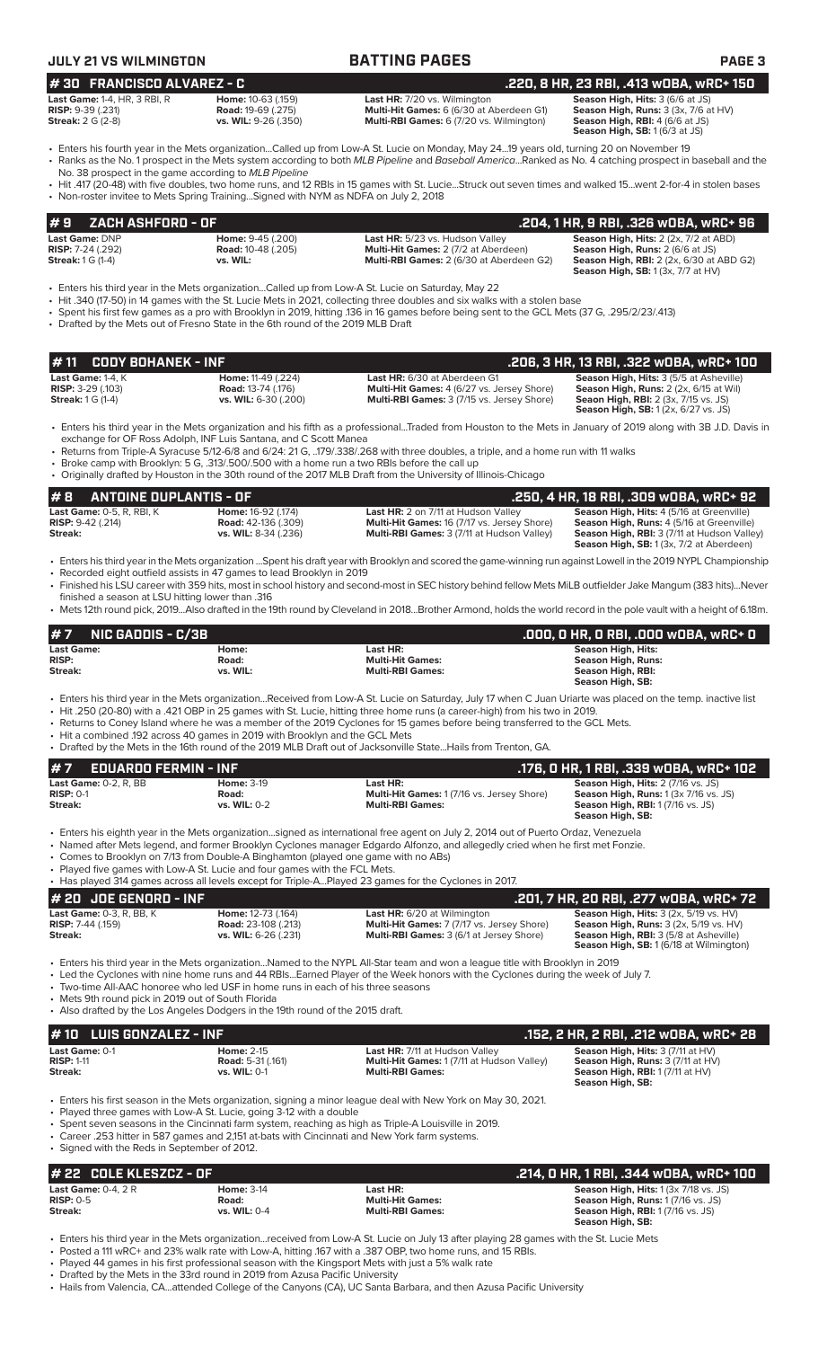# JULY 21 VS WILMINGTON — BATTING PAGES

## # 30 FRANCISCO ALVAREZ - C — .220, 8 HR, 23 RBI, .413 wOBA, wRC+ 150

| | | | |
|---|---|---|---|
| **Last Game:** 1-4, HR, 3 RBI, R | **Home:** 10-63 (.159) | **Last HR:** 7/20 vs. Wilmington | **Season High, Hits:** 3 (6/6 at JS) |
| **RISP:** 9-39 (.231) | **Road:** 19-69 (.275) | **Multi-Hit Games:** 6 (6/30 at Aberdeen G1) | **Season High, Runs:** 3 (3x, 7/6 at HV) |
| **Streak:** 2 G (2-8) | **vs. WIL:** 9-26 (.350) | **Multi-RBI Games:** 6 (7/20 vs. Wilmington) | **Season High, RBI:** 4 (6/6 at JS) |
| | | | **Season High, SB:** 1 (6/3 at JS) |

- Enters his fourth year in the Mets organization...Called up from Low-A St. Lucie on Monday, May 24...19 years old, turning 20 on November 19
- Ranks as the No. 1 prospect in the Mets system according to both *MLB Pipeline* and *Baseball America*...Ranked as No. 4 catching prospect in baseball and the No. 38 prospect in the game according to *MLB Pipeline*
- Hit .417 (20-48) with five doubles, two home runs, and 12 RBIs in 15 games with St. Lucie...Struck out seven times and walked 15...went 2-for-4 in stolen bases
- Non-roster invitee to Mets Spring Training...Signed with NYM as NDFA on July 2, 2018

## # 9 ZACH ASHFORD - OF — .204, 1 HR, 9 RBI, .326 wOBA, wRC+ 96

| | | | |
|---|---|---|---|
| **Last Game:** DNP | **Home:** 9-45 (.200) | **Last HR:** 5/23 vs. Hudson Valley | **Season High, Hits:** 2 (2x, 7/2 at ABD) |
| **RISP:** 7-24 (.292) | **Road:** 10-48 (.205) | **Multi-Hit Games:** 2 (7/2 at Aberdeen) | **Season High, Runs:** 2 (6/6 at JS) |
| **Streak:** 1 G (1-4) | **vs. WIL:** | **Multi-RBI Games:** 2 (6/30 at Aberdeen G2) | **Season High, RBI:** 2 (2x, 6/30 at ABD G2) |
| | | | **Season High, SB:** 1 (3x, 7/7 at HV) |

- Enters his third year in the Mets organization...Called up from Low-A St. Lucie on Saturday, May 22
- Hit .340 (17-50) in 14 games with the St. Lucie Mets in 2021, collecting three doubles and six walks with a stolen base
- Spent his first few games as a pro with Brooklyn in 2019, hitting .136 in 16 games before being sent to the GCL Mets (37 G, .295/2/23/.413)
- Drafted by the Mets out of Fresno State in the 6th round of the 2019 MLB Draft

## # 11 CODY BOHANEK - INF — .206, 3 HR, 13 RBI, .322 wOBA, wRC+ 100

| | | | |
|---|---|---|---|
| **Last Game:** 1-4, K | **Home:** 11-49 (.224) | **Last HR:** 6/30 at Aberdeen G1 | **Season High, Hits:** 3 (5/5 at Asheville) |
| **RISP:** 3-29 (.103) | **Road:** 13-74 (.176) | **Multi-Hit Games:** 4 (6/27 vs. Jersey Shore) | **Season High, Runs:** 2 (2x, 6/15 at Wil) |
| **Streak:** 1 G (1-4) | **vs. WIL:** 6-30 (.200) | **Multi-RBI Games:** 3 (7/15 vs. Jersey Shore) | **Seaon High, RBI:** 2 (3x, 7/15 vs. JS) |
| | | | **Season High, SB:** 1 (2x, 6/27 vs. JS) |

- Enters his third year in the Mets organization and his fifth as a professional...Traded from Houston to the Mets in January of 2019 along with 3B J.D. Davis in exchange for OF Ross Adolph, INF Luis Santana, and C Scott Manea
- Returns from Triple-A Syracuse 5/12-6/8 and 6/24: 21 G, .179/.338/.268 with three doubles, a triple, and a home run with 11 walks
- Broke camp with Brooklyn: 5 G, .313/.500/.500 with a home run a two RBIs before the call up
- Originally drafted by Houston in the 30th round of the 2017 MLB Draft from the University of Illinois-Chicago

## # 8 ANTOINE DUPLANTIS - OF — .250, 4 HR, 18 RBI, .309 wOBA, wRC+ 92

| | | | |
|---|---|---|---|
| **Last Game:** 0-5, R, RBI, K | **Home:** 16-92 (.174) | **Last HR:** 2 on 7/11 at Hudson Valley | **Season High, Hits:** 4 (5/16 at Greenville) |
| **RISP:** 9-42 (.214) | **Road:** 42-136 (.309) | **Multi-Hit Games:** 16 (7/17 vs. Jersey Shore) | **Season High, Runs:** 4 (5/16 at Greenville) |
| **Streak:** | **vs. WIL:** 8-34 (.236) | **Multi-RBI Games:** 3 (7/11 at Hudson Valley) | **Season High, RBI:** 3 (7/11 at Hudson Valley) |
| | | | **Season High, SB:** 1 (3x, 7/2 at Aberdeen) |

- Enters his third year in the Mets organization ...Spent his draft year with Brooklyn and scored the game-winning run against Lowell in the 2019 NYPL Championship
- Recorded eight outfield assists in 47 games to lead Brooklyn in 2019
- Finished his LSU career with 359 hits, most in school history and second-most in SEC history behind fellow Mets MiLB outfielder Jake Mangum (383 hits)...Never finished a season at LSU hitting lower than .316
- Mets 12th round pick, 2019...Also drafted in the 19th round by Cleveland in 2018...Brother Armond, holds the world record in the pole vault with a height of 6.18m.

## # 7 NIC GADDIS - C/3B — .000, 0 HR, 0 RBI, .000 wOBA, wRC+ 0

| | | | |
|---|---|---|---|
| **Last Game:** | **Home:** | **Last HR:** | **Season High, Hits:** |
| **RISP:** | **Road:** | **Multi-Hit Games:** | **Season High, Runs:** |
| **Streak:** | **vs. WIL:** | **Multi-RBI Games:** | **Season High, RBI:** |
| | | | **Season High, SB:** |

- Enters his third year in the Mets organization...Received from Low-A St. Lucie on Saturday, July 17 when C Juan Uriarte was placed on the temp. inactive list
- Hit .250 (20-80) with a .421 OBP in 25 games with St. Lucie, hitting three home runs (a career-high) from his two in 2019.
- Returns to Coney Island where he was a member of the 2019 Cyclones for 15 games before being transferred to the GCL Mets.
- Hit a combined .192 across 40 games in 2019 with Brooklyn and the GCL Mets
- Drafted by the Mets in the 16th round of the 2019 MLB Draft out of Jacksonville State...Hails from Trenton, GA.

## # 7 EDUARDO FERMIN - INF — .176, 0 HR, 1 RBI, .339 wOBA, wRC+ 102

| | | | |
|---|---|---|---|
| **Last Game:** 0-2, R, BB | **Home:** 3-19 | **Last HR:** | **Season High, Hits:** 2 (7/16 vs. JS) |
| **RISP:** 0-1 | **Road:** | **Multi-Hit Games:** 1 (7/16 vs. Jersey Shore) | **Season High, Runs:** 1 (3x 7/16 vs. JS) |
| **Streak:** | **vs. WIL:** 0-2 | **Multi-RBI Games:** | **Season High, RBI:** 1 (7/16 vs. JS) |
| | | | **Season High, SB:** |

- Enters his eighth year in the Mets organization...signed as international free agent on July 2, 2014 out of Puerto Ordaz, Venezuela
- Named after Mets legend, and former Brooklyn Cyclones manager Edgardo Alfonzo, and allegedly cried when he first met Fonzie.
- Comes to Brooklyn on 7/13 from Double-A Binghamton (played one game with no ABs)
- Played five games with Low-A St. Lucie and four games with the FCL Mets.
- Has played 314 games across all levels except for Triple-A...Played 23 games for the Cyclones in 2017.

## # 20 JOE GENORD - INF — .201, 7 HR, 20 RBI, .277 wOBA, wRC+ 72

| | | | |
|---|---|---|---|
| **Last Game:** 0-3, R, BB, K | **Home:** 12-73 (.164) | **Last HR:** 6/20 at Wilmington | **Season High, Hits:** 3 (2x, 5/19 vs. HV) |
| **RISP:** 7-44 (.159) | **Road:** 23-108 (.213) | **Multi-Hit Games:** 7 (7/17 vs. Jersey Shore) | **Season High, Runs:** 3 (2x, 5/19 vs. HV) |
| **Streak:** | **vs. WIL:** 6-26 (.231) | **Multi-RBI Games:** 3 (6/1 at Jersey Shore) | **Season High, RBI:** 3 (5/8 at Asheville) |
| | | | **Season High, SB:** 1 (6/18 at Wilmington) |

- Enters his third year in the Mets organization...Named to the NYPL All-Star team and won a league title with Brooklyn in 2019
- Led the Cyclones with nine home runs and 44 RBIs...Earned Player of the Week honors with the Cyclones during the week of July 7.
- Two-time All-AAC honoree who led USF in home runs in each of his three seasons
- Mets 9th round pick in 2019 out of South Florida
- Also drafted by the Los Angeles Dodgers in the 19th round of the 2015 draft.

## # 10 LUIS GONZALEZ - INF — .152, 2 HR, 2 RBI, .212 wOBA, wRC+ 28

| | | | |
|---|---|---|---|
| **Last Game:** 0-1 | **Home:** 2-15 | **Last HR:** 7/11 at Hudson Valley | **Season High, Hits:** 3 (7/11 at HV) |
| **RISP:** 1-11 | **Road:** 5-31 (.161) | **Multi-Hit Games:** 1 (7/11 at Hudson Valley) | **Season High, Runs:** 3 (7/11 at HV) |
| **Streak:** | **vs. WIL:** 0-1 | **Multi-RBI Games:** | **Season High, RBI:** 1 (7/11 at HV) |
| | | | **Season High, SB:** |

- Enters his first season in the Mets organization, signing a minor league deal with New York on May 30, 2021.
- Played three games with Low-A St. Lucie, going 3-12 with a double
- Spent seven seasons in the Cincinnati farm system, reaching as high as Triple-A Louisville in 2019.
- Career .253 hitter in 587 games and 2,151 at-bats with Cincinnati and New York farm systems.
- Signed with the Reds in September of 2012.

## # 22 COLE KLESZCZ - OF — .214, 0 HR, 1 RBI, .344 wOBA, wRC+ 100

| | | | |
|---|---|---|---|
| **Last Game:** 0-4, 2 R | **Home:** 3-14 | **Last HR:** | **Season High, Hits:** 1 (3x 7/18 vs. JS) |
| **RISP:** 0-5 | **Road:** | **Multi-Hit Games:** | **Season High, Runs:** 1 (7/16 vs. JS) |
| **Streak:** | **vs. WIL:** 0-4 | **Multi-RBI Games:** | **Season High, RBI:** 1 (7/16 vs. JS) |
| | | | **Season High, SB:** |

- Enters his third year in the Mets organization...received from Low-A St. Lucie on July 13 after playing 28 games with the St. Lucie Mets
- Posted a 111 wRC+ and 23% walk rate with Low-A, hitting .167 with a .387 OBP, two home runs, and 15 RBIs.
- Played 44 games in his first professional season with the Kingsport Mets with just a 5% walk rate
- Drafted by the Mets in the 33rd round in 2019 from Azusa Pacific University
- Hails from Valencia, CA...attended College of the Canyons (CA), UC Santa Barbara, and then Azusa Pacific University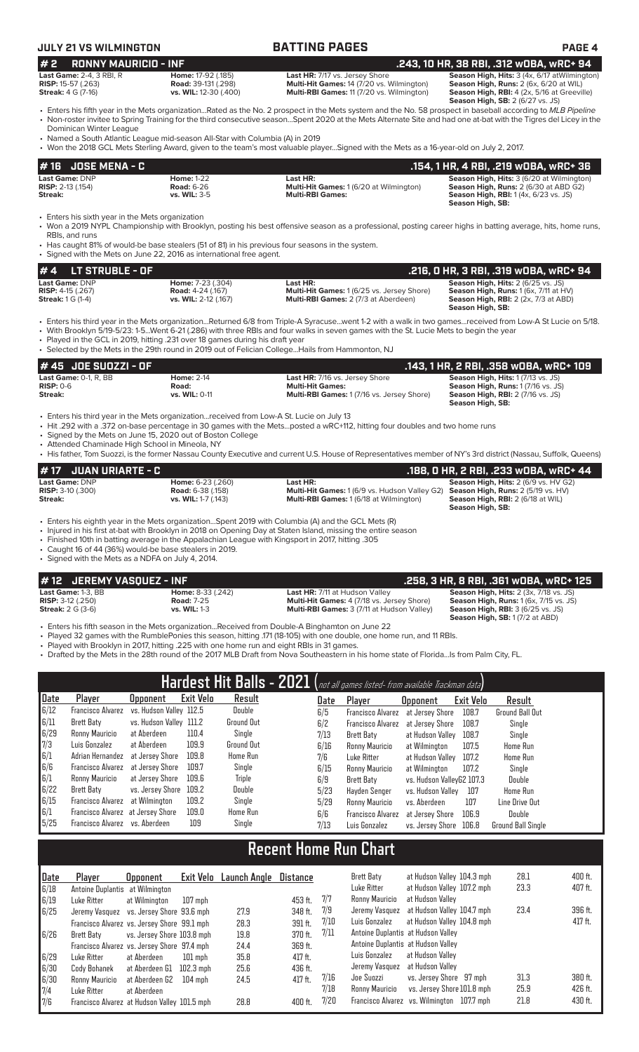**JULY 21 VS WILMINGTON** — **BATTING PAGES**

## # 2 RONNY MAURICIO - INF — .243, 10 HR, 38 RBI, .312 wOBA, wRC+ 94

**Last Game:** 2-4, 3 RBI, R
**RISP:** 15-57 (.263)
**Streak:** 4 G (7-16)

**Home:** 17-92 (.185)
**Road:** 39-131 (.298)
**vs. WIL:** 12-30 (.400)

**Last HR:** 7/17 vs. Jersey Shore
**Multi-Hit Games:** 14 (7/20 vs. Wilmington)
**Multi-RBI Games:** 11 (7/20 vs. Wilmington)

**Season High, Hits:** 3 (4x, 6/17 atWilmington)
**Season High, Runs:** 2 (6x, 6/20 at WIL)
**Season High, RBI:** 4 (2x, 5/16 at Greeville)
**Season High, SB:** 2 (6/27 vs. JS)

- Enters his fifth year in the Mets organization...Rated as the No. 2 prospect in the Mets system and the No. 58 prospect in baseball according to *MLB Pipeline*
- Non-roster invitee to Spring Training for the third consecutive season...Spent 2020 at the Mets Alternate Site and had one at-bat with the Tigres del Licey in the Dominican Winter League
- Named a South Atlantic League mid-season All-Star with Columbia (A) in 2019
- Won the 2018 GCL Mets Sterling Award, given to the team's most valuable player...Signed with the Mets as a 16-year-old on July 2, 2017.

## # 16 JOSE MENA - C — .154, 1 HR, 4 RBI, .219 wOBA, wRC+ 36

**Last Game:** DNP
**RISP:** 2-13 (.154)
**Streak:**

**Home:** 1-22
**Road:** 6-26
**vs. WIL:** 3-5

**Last HR:**
**Multi-Hit Games:** 1 (6/20 at Wilmington)
**Multi-RBI Games:**

**Season High, Hits:** 3 (6/20 at Wilmington)
**Season High, Runs:** 2 (6/30 at ABD G2)
**Season High, RBI:** 1 (4x, 6/23 vs. JS)
**Season High, SB:**

- Enters his sixth year in the Mets organization
- Won a 2019 NYPL Championship with Brooklyn, posting his best offensive season as a professional, posting career highs in batting average, hits, home runs, RBIs, and runs
- Has caught 81% of would-be base stealers (51 of 81) in his previous four seasons in the system.
- Signed with the Mets on June 22, 2016 as international free agent.

## # 4 LT STRUBLE - OF — .216, 0 HR, 3 RBI, .319 wOBA, wRC+ 94

**Last Game:** DNP
**RISP:** 4-15 (.267)
**Streak:** 1 G (1-4)

**Home:** 7-23 (.304)
**Road:** 4-24 (.167)
**vs. WIL:** 2-12 (.167)

**Last HR:**
**Multi-Hit Games:** 1 (6/25 vs. Jersey Shore)
**Multi-RBI Games:** 2 (7/3 at Aberdeen)

**Season High, Hits:** 2 (6/25 vs. JS)
**Season High, Runs:** 1 (6x, 7/11 at HV)
**Season High, RBI:** 2 (2x, 7/3 at ABD)
**Season High, SB:**

- Enters his third year in the Mets organization...Returned 6/8 from Triple-A Syracuse...went 1-2 with a walk in two games...received from Low-A St Lucie on 5/18.
- With Brooklyn 5/19-5/23: 1-5...Went 6-21 (.286) with three RBIs and four walks in seven games with the St. Lucie Mets to begin the year
- Played in the GCL in 2019, hitting .231 over 18 games during his draft year
- Selected by the Mets in the 29th round in 2019 out of Felician College...Hails from Hammonton, NJ

## # 45 JOE SUOZZI - OF — .143, 1 HR, 2 RBI, .358 wOBA, wRC+ 109

**Last Game:** 0-1, R, BB
**RISP:** 0-6
**Streak:**

**Home:** 2-14
**Road:**
**vs. WIL:** 0-11

**Last HR:** 7/16 vs. Jersey Shore
**Multi-Hit Games:**
**Multi-RBI Games:** 1 (7/16 vs. Jersey Shore)

**Season High, Hits:** 1 (7/13 vs. JS)
**Season High, Runs:** 1 (7/16 vs. JS)
**Season High, RBI:** 2 (7/16 vs. JS)
**Season High, SB:**

- Enters his third year in the Mets organization...received from Low-A St. Lucie on July 13
- Hit .292 with a .372 on-base percentage in 30 games with the Mets...posted a wRC+112, hitting four doubles and two home runs
- Signed by the Mets on June 15, 2020 out of Boston College
- Attended Chaminade High School in Mineola, NY
- His father, Tom Suozzi, is the former Nassau County Executive and current U.S. House of Representatives member of NY's 3rd district (Nassau, Suffolk, Queens)

## # 17 JUAN URIARTE - C — .188, 0 HR, 2 RBI, .233 wOBA, wRC+ 44

**Last Game:** DNP
**RISP:** 3-10 (.300)
**Streak:**

**Home:** 6-23 (.260)
**Road:** 6-38 (.158)
**vs. WIL:** 1-7 (.143)

**Last HR:**
**Multi-Hit Games:** 1 (6/9 vs. Hudson Valley G2)
**Multi-RBI Games:** 1 (6/18 at Wilmington)

**Season High, Hits:** 2 (6/9 vs. HV G2)
**Season High, Runs:** 2 (5/19 vs. HV)
**Season High, RBI:** 2 (6/18 at WIL)
**Season High, SB:**

- Enters his eighth year in the Mets organization...Spent 2019 with Columbia (A) and the GCL Mets (R)
- Injured in his first at-bat with Brooklyn in 2018 on Opening Day at Staten Island, missing the entire season
- Finished 10th in batting average in the Appalachian League with Kingsport in 2017, hitting .305
- Caught 16 of 44 (36%) would-be base stealers in 2019.
- Signed with the Mets as a NDFA on July 4, 2014.

## # 12 JEREMY VASQUEZ - INF — .258, 3 HR, 8 RBI, .361 wOBA, wRC+ 125

**Last Game:** 1-3, BB
**RISP:** 3-12 (.250)
**Streak:** 2 G (3-6)

**Home:** 8-33 (.242)
**Road:** 7-25
**vs. WIL:** 1-3

**Last HR:** 7/11 at Hudson Valley
**Multi-Hit Games:** 4 (7/18 vs. Jersey Shore)
**Multi-RBI Games:** 3 (7/11 at Hudson Valley)

**Season High, Hits:** 2 (3x, 7/18 vs. JS)
**Season High, Runs:** 1 (6x, 7/15 vs. JS)
**Season High, RBI:** 3 (6/25 vs. JS)
**Season High, SB:** 1 (7/2 at ABD)

- Enters his fifth season in the Mets organization...Received from Double-A Binghamton on June 22
- Played 32 games with the RumblePonies this season, hitting .171 (18-105) with one double, one home run, and 11 RBIs.
- Played with Brooklyn in 2017, hitting .225 with one home run and eight RBIs in 31 games.
- Drafted by the Mets in the 28th round of the 2017 MLB Draft from Nova Southeastern in his home state of Florida...Is from Palm City, FL.

## Hardest Hit Balls - 2021 (*not all games listed- from available Trackman data*)

| Date | Player | Opponent | Exit Velo | Result |
|---|---|---|---|---|
| 6/12 | Francisco Alvarez | vs. Hudson Valley | 112.5 | Double |
| 6/11 | Brett Baty | vs. Hudson Valley | 111.2 | Ground Out |
| 6/29 | Ronny Mauricio | at Aberdeen | 110.4 | Single |
| 7/3 | Luis Gonzalez | at Aberdeen | 109.9 | Ground Out |
| 6/1 | Adrian Hernandez | at Jersey Shore | 109.8 | Home Run |
| 6/6 | Francisco Alvarez | at Jersey Shore | 109.7 | Single |
| 6/1 | Ronny Mauricio | at Jersey Shore | 109.6 | Triple |
| 6/22 | Brett Baty | vs. Jersey Shore | 109.2 | Double |
| 6/15 | Francisco Alvarez | at Wilmington | 109.2 | Single |
| 6/1 | Francisco Alvarez | at Jersey Shore | 109.0 | Home Run |
| 5/25 | Francisco Alvarez | vs. Aberdeen | 109 | Single |
| 6/5 | Francisco Alvarez | at Jersey Shore | 108.7 | Ground Ball Out |
| 6/2 | Francisco Alvarez | at Jersey Shore | 108.7 | Single |
| 7/13 | Brett Baty | at Hudson Valley | 108.7 | Single |
| 6/16 | Ronny Mauricio | at Wilmington | 107.5 | Home Run |
| 7/6 | Luke Ritter | at Hudson Valley | 107.2 | Home Run |
| 6/15 | Ronny Mauricio | at Wilmington | 107.2 | Single |
| 6/9 | Brett Baty | vs. Hudson ValleyG2 | 107.3 | Double |
| 5/23 | Hayden Senger | vs. Hudson Valley | 107 | Home Run |
| 5/29 | Ronny Mauricio | vs. Aberdeen | 107 | Line Drive Out |
| 6/6 | Francisco Alvarez | at Jersey Shore | 106.9 | Double |
| 7/13 | Luis Gonzalez | vs. Jersey Shore | 106.8 | Ground Ball Single |

## Recent Home Run Chart

| Date | Player | Opponent | Exit Velo | Launch Angle | Distance |
|---|---|---|---|---|---|
| 6/18 | Antoine Duplantis | at Wilmington | | | |
| 6/19 | Luke Ritter | at Wilmington | 107 mph | | 453 ft. |
| 6/25 | Jeremy Vasquez | vs. Jersey Shore | 93.6 mph | 27.9 | 348 ft. |
| | Francisco Alvarez | vs. Jersey Shore | 99.1 mph | 28.3 | 391 ft. |
| 6/26 | Brett Baty | vs. Jersey Shore | 103.8 mph | 19.8 | 370 ft. |
| | Francisco Alvarez | vs. Jersey Shore | 97.4 mph | 24.4 | 369 ft. |
| 6/29 | Luke Ritter | at Aberdeen | 101 mph | 35.8 | 417 ft. |
| 6/30 | Cody Bohanek | at Aberdeen G1 | 102.3 mph | 25.6 | 436 ft. |
| 6/30 | Ronny Mauricio | at Aberdeen G2 | 104 mph | 24.5 | 417 ft. |
| 7/4 | Luke Ritter | at Aberdeen | | | |
| 7/6 | Francisco Alvarez | at Hudson Valley | 101.5 mph | 28.8 | 400 ft. |
| | Brett Baty | at Hudson Valley | 104.3 mph | 28.1 | 400 ft. |
| | Luke Ritter | at Hudson Valley | 107.2 mph | 23.3 | 407 ft. |
| 7/7 | Ronny Mauricio | at Hudson Valley | | | |
| 7/9 | Jeremy Vasquez | at Hudson Valley | 104.7 mph | 23.4 | 396 ft. |
| 7/10 | Luis Gonzalez | at Hudson Valley | 104.8 mph | | 417 ft. |
| 7/11 | Antoine Duplantis | at Hudson Valley | | | |
| | Antoine Duplantis | at Hudson Valley | | | |
| | Luis Gonzalez | at Hudson Valley | | | |
| | Jeremy Vasquez | at Hudson Valley | | | |
| 7/16 | Joe Suozzi | vs. Jersey Shore | 97 mph | 31.3 | 380 ft. |
| 7/18 | Ronny Mauricio | vs. Jersey Shore | 101.8 mph | 25.9 | 426 ft. |
| 7/20 | Francisco Alvarez | vs. Wilmington | 107.7 mph | 21.8 | 430 ft. |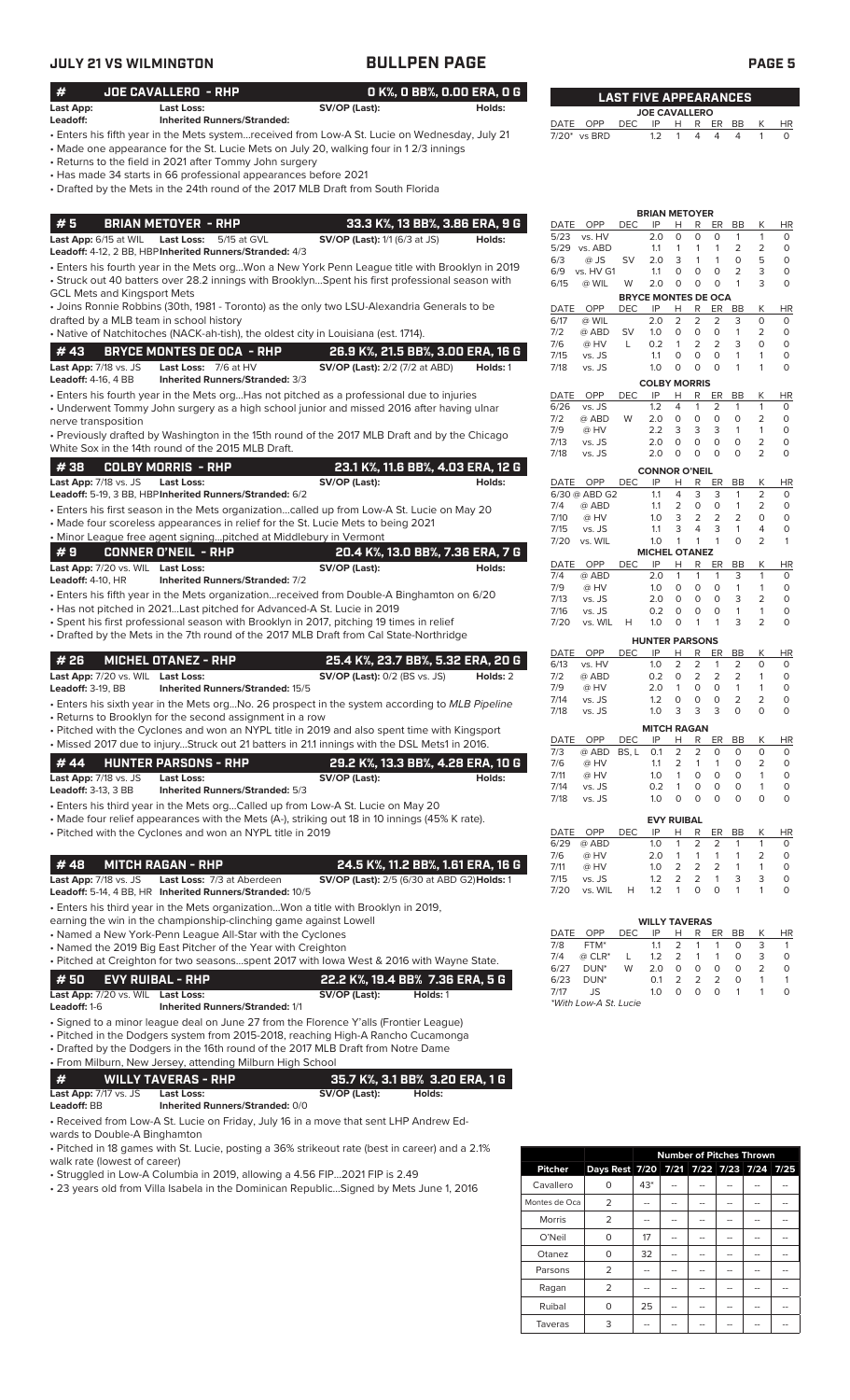## JULY 21 VS WILMINGTON — BULLPEN PAGE

### # JOE CAVALLERO - RHP — 0 K%, 0 BB%, 0.00 ERA, 0 G

**Last App:** **Last Loss:** **SV/OP (Last):** **Holds:**
**Leadoff:** **Inherited Runners/Stranded:**

- Enters his fifth year in the Mets system...received from Low-A St. Lucie on Wednesday, July 21
- Made one appearance for the St. Lucie Mets on July 20, walking four in 1 2/3 innings
- Returns to the field in 2021 after Tommy John surgery
- Has made 34 starts in 66 professional appearances before 2021
- Drafted by the Mets in the 24th round of the 2017 MLB Draft from South Florida

### # 5 BRIAN METOYER - RHP — 33.3 K%, 13 BB%, 3.86 ERA, 9 G

**Last App:** 6/15 at WIL **Last Loss:** 5/15 at GVL **SV/OP (Last):** 1/1 (6/3 at JS) **Holds:**
**Leadoff:** 4-12, 2 BB, HBP **Inherited Runners/Stranded:** 4/3

- Enters his fourth year in the Mets org...Won a New York Penn League title with Brooklyn in 2019
- Struck out 40 batters over 28.2 innings with Brooklyn...Spent his first professional season with GCL Mets and Kingsport Mets
- Joins Ronnie Robbins (30th, 1981 - Toronto) as the only two LSU-Alexandria Generals to be drafted by a MLB team in school history
- Native of Natchitoches (NACK-ah-tish), the oldest city in Louisiana (est. 1714).

### # 43 BRYCE MONTES DE OCA - RHP — 26.9 K%, 21.5 BB%, 3.00 ERA, 16 G

**Last App:** 7/18 vs. JS **Last Loss:** 7/6 at HV **SV/OP (Last):** 2/2 (7/2 at ABD) **Holds:** 1
**Leadoff:** 4-16, 4 BB **Inherited Runners/Stranded:** 3/3

- Enters his fourth year in the Mets org...Has not pitched as a professional due to injuries
- Underwent Tommy John surgery as a high school junior and missed 2016 after having ulnar nerve transposition
- Previously drafted by Washington in the 15th round of the 2017 MLB Draft and by the Chicago White Sox in the 14th round of the 2015 MLB Draft.

### # 38 COLBY MORRIS - RHP — 23.1 K%, 11.6 BB%, 4.03 ERA, 12 G

**Last App:** 7/18 vs. JS **Last Loss:** **SV/OP (Last):** **Holds:**
**Leadoff:** 5-19, 3 BB, HBP **Inherited Runners/Stranded:** 6/2

- Enters his first season in the Mets organization...called up from Low-A St. Lucie on May 20
- Made four scoreless appearances in relief for the St. Lucie Mets to begin 2021
- Minor League free agent signing...pitched at Middlebury in Vermont

### # 9 CONNER O'NEIL - RHP — 20.4 K%, 13.0 BB%, 7.36 ERA, 7 G

**Last App:** 7/20 vs. WIL **Last Loss:** **SV/OP (Last):** **Holds:**
**Leadoff:** 4-10, HR **Inherited Runners/Stranded:** 7/2

- Enters his fifth year in the Mets organization...received from Double-A Binghamton on 6/20
- Has not pitched in 2021...Last pitched for Advanced-A St. Lucie in 2019
- Spent his first professional season with Brooklyn in 2017, pitching 19 times in relief
- Drafted by the Mets in the 7th round of the 2017 MLB Draft from Cal State-Northridge

### # 26 MICHEL OTANEZ - RHP — 25.4 K%, 23.7 BB%, 5.32 ERA, 20 G

**Last App:** 7/20 vs. WIL **Last Loss:** **SV/OP (Last):** 0/2 (BS vs. JS) **Holds:** 2
**Leadoff:** 3-19, BB **Inherited Runners/Stranded:** 15/5

- Enters his sixth year in the Mets org...No. 26 prospect in the system according to *MLB Pipeline*
- Returns to Brooklyn for the second assignment in a row
- Pitched with the Cyclones and won an NYPL title in 2019 and also spent time with Kingsport
- Missed 2017 due to injury...Struck out 21 batters in 21.1 innings with the DSL Mets1 in 2016.

### # 44 HUNTER PARSONS - RHP — 29.2 K%, 13.3 BB%, 4.28 ERA, 10 G

**Last App:** 7/18 vs. JS **Last Loss:** **SV/OP (Last):** **Holds:**
**Leadoff:** 3-13, 3 BB **Inherited Runners/Stranded:** 5/3

- Enters his third year in the Mets org...Called up from Low-A St. Lucie on May 20
- Made four relief appearances with the Mets (A-), striking out 18 in 10 innings (45% K rate).
- Pitched with the Cyclones and won an NYPL title in 2019

### # 48 MITCH RAGAN - RHP — 24.5 K%, 11.2 BB%, 1.61 ERA, 16 G

**Last App:** 7/18 vs. JS **Last Loss:** 7/3 at Aberdeen **SV/OP (Last):** 2/5 (6/30 at ABD G2) **Holds:** 1
**Leadoff:** 5-14, 4 BB, HR **Inherited Runners/Stranded:** 10/5

- Enters his third year in the Mets organization...Won a title with Brooklyn in 2019, earning the win in the championship-clinching game against Lowell
- Named a New York-Penn League All-Star with the Cyclones
- Named the 2019 Big East Pitcher of the Year with Creighton
- Pitched at Creighton for two seasons...spent 2017 with Iowa West & 2016 with Wayne State.

### # 50 EVY RUIBAL - RHP — 22.2 K%, 19.4 BB% 7.36 ERA, 5 G

**Last App:** 7/20 vs. WIL **Last Loss:** **SV/OP (Last):** **Holds:** 1
**Leadoff:** 1-6 **Inherited Runners/Stranded:** 1/1

- Signed to a minor league deal on June 27 from the Florence Y'alls (Frontier League)
- Pitched in the Dodgers system from 2015-2018, reaching High-A Rancho Cucamonga
- Drafted by the Dodgers in the 16th round of the 2017 MLB Draft from Notre Dame
- From Milburn, New Jersey, attending Milburn High School

### # WILLY TAVERAS - RHP — 35.7 K%, 3.1 BB% 3.20 ERA, 1 G

**Last App:** 7/17 vs. JS **Last Loss:** **SV/OP (Last):** **Holds:**
**Leadoff:** BB **Inherited Runners/Stranded:** 0/0

- Received from Low-A St. Lucie on Friday, July 16 in a move that sent LHP Andrew Edwards to Double-A Binghamton
- Pitched in 18 games with St. Lucie, posting a 36% strikeout rate (best in career) and a 2.1% walk rate (lowest of career)
- Struggled in Low-A Columbia in 2019, allowing a 4.56 FIP...2021 FIP is 2.49
- 23 years old from Villa Isabela in the Dominican Republic...Signed by Mets June 1, 2016

## LAST FIVE APPEARANCES

**JOE CAVALLERO**

| DATE | OPP | DEC | IP | H | R | ER | BB | K | HR |
|---|---|---|---|---|---|---|---|---|---|
| 7/20* | vs BRD | | 1.2 | 1 | 4 | 4 | 4 | 1 | 0 |

**BRIAN METOYER**

| DATE | OPP | DEC | IP | H | R | ER | BB | K | HR |
|---|---|---|---|---|---|---|---|---|---|
| 5/23 | vs. HV | | 2.0 | 0 | 0 | 0 | 1 | 1 | 0 |
| 5/29 | vs. ABD | | 1.1 | 1 | 1 | 1 | 2 | 2 | 0 |
| 6/3 | @ JS | SV | 2.0 | 3 | 1 | 1 | 0 | 5 | 0 |
| 6/9 | vs. HV G1 | | 1.1 | 0 | 0 | 0 | 2 | 3 | 0 |
| 6/15 | @ WIL | W | 2.0 | 0 | 0 | 0 | 1 | 3 | 0 |

**BRYCE MONTES DE OCA**

| DATE | OPP | DEC | IP | H | R | ER | BB | K | HR |
|---|---|---|---|---|---|---|---|---|---|
| 6/17 | @ WIL | | 2.0 | 2 | 2 | 2 | 3 | 0 | 0 |
| 7/2 | @ ABD | SV | 1.0 | 0 | 0 | 0 | 1 | 2 | 0 |
| 7/6 | @ HV | L | 0.2 | 1 | 2 | 2 | 3 | 0 | 0 |
| 7/15 | vs. JS | | 1.1 | 0 | 0 | 0 | 1 | 1 | 0 |
| 7/18 | vs. JS | | 1.0 | 0 | 0 | 0 | 1 | 1 | 0 |

**COLBY MORRIS**

| DATE | OPP | DEC | IP | H | R | ER | BB | K | HR |
|---|---|---|---|---|---|---|---|---|---|
| 6/26 | vs. JS | | 1.2 | 4 | 1 | 2 | 1 | 1 | 0 |
| 7/2 | @ ABD | W | 2.0 | 0 | 0 | 0 | 0 | 2 | 0 |
| 7/9 | @ HV | | 2.2 | 3 | 3 | 3 | 1 | 1 | 0 |
| 7/13 | vs. JS | | 2.0 | 0 | 0 | 0 | 0 | 2 | 0 |
| 7/18 | vs. JS | | 2.0 | 0 | 0 | 0 | 0 | 2 | 0 |

**CONNOR O'NEIL**

| DATE | OPP | DEC | IP | H | R | ER | BB | K | HR |
|---|---|---|---|---|---|---|---|---|---|
| 6/30 | @ ABD G2 | | 1.1 | 4 | 3 | 3 | 1 | 2 | 0 |
| 7/4 | @ ABD | | 1.1 | 2 | 0 | 0 | 1 | 2 | 0 |
| 7/10 | @ HV | | 1.0 | 3 | 2 | 2 | 2 | 0 | 0 |
| 7/15 | vs. JS | | 1.1 | 3 | 4 | 3 | 1 | 4 | 0 |
| 7/20 | vs. WIL | | 1.0 | 1 | 1 | 1 | 0 | 2 | 1 |

**MICHEL OTANEZ**

| DATE | OPP | DEC | IP | H | R | ER | BB | K | HR |
|---|---|---|---|---|---|---|---|---|---|
| 7/4 | @ ABD | | 2.0 | 1 | 1 | 1 | 3 | 1 | 0 |
| 7/9 | @ HV | | 1.0 | 0 | 0 | 0 | 1 | 1 | 0 |
| 7/13 | vs. JS | | 2.0 | 0 | 0 | 0 | 3 | 2 | 0 |
| 7/16 | vs. JS | | 0.2 | 0 | 0 | 0 | 1 | 1 | 0 |
| 7/20 | vs. WIL | H | 1.0 | 0 | 1 | 1 | 3 | 2 | 0 |

**HUNTER PARSONS**

| DATE | OPP | DEC | IP | H | R | ER | BB | K | HR |
|---|---|---|---|---|---|---|---|---|---|
| 6/13 | vs. HV | | 1.0 | 2 | 2 | 1 | 2 | 0 | 0 |
| 7/2 | @ ABD | | 0.2 | 0 | 2 | 2 | 2 | 1 | 0 |
| 7/9 | @ HV | | 2.0 | 1 | 0 | 0 | 1 | 1 | 0 |
| 7/14 | vs. JS | | 1.2 | 0 | 0 | 0 | 2 | 2 | 0 |
| 7/18 | vs. JS | | 1.0 | 3 | 3 | 3 | 0 | 0 | 0 |

**MITCH RAGAN**

| DATE | OPP | DEC | IP | H | R | ER | BB | K | HR |
|---|---|---|---|---|---|---|---|---|---|
| 7/3 | @ ABD | BS, L | 0.1 | 2 | 2 | 0 | 0 | 0 | 0 |
| 7/6 | @ HV | | 1.1 | 2 | 1 | 1 | 0 | 2 | 0 |
| 7/11 | @ HV | | 1.0 | 1 | 0 | 0 | 0 | 1 | 0 |
| 7/14 | vs. JS | | 0.2 | 1 | 0 | 0 | 0 | 1 | 0 |
| 7/18 | vs. JS | | 1.0 | 0 | 0 | 0 | 0 | 0 | 0 |

**EVY RUIBAL**

| DATE | OPP | DEC | IP | H | R | ER | BB | K | HR |
|---|---|---|---|---|---|---|---|---|---|
| 6/29 | @ ABD | | 1.0 | 1 | 2 | 2 | 1 | 1 | 0 |
| 7/6 | @ HV | | 2.0 | 1 | 1 | 1 | 1 | 2 | 0 |
| 7/11 | @ HV | | 1.0 | 2 | 2 | 2 | 1 | 1 | 0 |
| 7/15 | vs. JS | | 1.2 | 2 | 2 | 1 | 3 | 3 | 0 |
| 7/20 | vs. WIL | H | 1.2 | 1 | 0 | 0 | 1 | 1 | 0 |

**WILLY TAVERAS**

| DATE | OPP | DEC | IP | H | R | ER | BB | K | HR |
|---|---|---|---|---|---|---|---|---|---|
| 7/8 | FTM* | | 1.1 | 2 | 1 | 1 | 0 | 3 | 1 |
| 7/4 | @ CLR* | L | 1.2 | 2 | 1 | 1 | 0 | 3 | 0 |
| 6/27 | DUN* | W | 2.0 | 0 | 0 | 0 | 0 | 2 | 0 |
| 6/23 | DUN* | | 0.1 | 2 | 2 | 2 | 0 | 1 | 1 |
| 7/17 | JS | | 1.0 | 0 | 0 | 0 | 1 | 1 | 0 |

*With Low-A St. Lucie

## Number of Pitches Thrown

| Pitcher | Days Rest | 7/20 | 7/21 | 7/22 | 7/23 | 7/24 | 7/25 |
|---|---|---|---|---|---|---|---|
| Cavallero | 0 | 43* | -- | -- | -- | -- | -- |
| Montes de Oca | 2 | -- | -- | -- | -- | -- | -- |
| Morris | 2 | -- | -- | -- | -- | -- | -- |
| O'Neil | 0 | 17 | -- | -- | -- | -- | -- |
| Otanez | 0 | 32 | -- | -- | -- | -- | -- |
| Parsons | 2 | -- | -- | -- | -- | -- | -- |
| Ragan | 2 | -- | -- | -- | -- | -- | -- |
| Ruibal | 0 | 25 | -- | -- | -- | -- | -- |
| Taveras | 3 | -- | -- | -- | -- | -- | -- |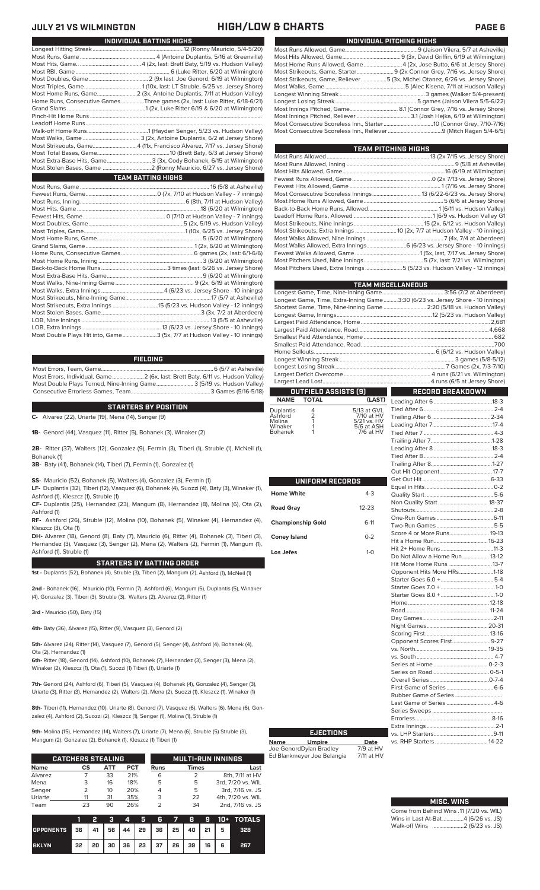# JULY 21 VS WILMINGTON — HIGH/LOW & CHARTS

## INDIVIDUAL BATTING HIGHS

| | |
|---|---|
| Longest Hitting Streak | 12 (Ronny Mauricio, 5/4-5/20) |
| Most Runs, Game | 4 (Antoine Duplantis, 5/16 at Greenville) |
| Most Hits, Game | 4 (2x, last: Brett Baty, 5/19 vs. Hudson Valley) |
| Most RBI, Game | 6 (Luke Ritter, 6/20 at Wilmington) |
| Most Doubles, Game | 2 (9x last: Joe Genord, 6/19 at Wilmington) |
| Most Triples, Game | 1 (10x, last: LT Struble, 6/25 vs. Jersey Shore) |
| Most Home Runs, Game | 2 (3x, Antoine Duplantis, 7/11 at Hudson Valley) |
| Home Runs, Consecutive Games | Three games (2x, last: Luke Ritter, 6/18-6/21) |
| Grand Slams | 1 (2x, Luke Ritter 6/19 & 6/20 at Wilmington) |
| Pinch-Hit Home Runs | |
| Leadoff Home Runs | |
| Walk-off Home Runs | 1 (Hayden Senger, 5/23 vs. Hudson Valley) |
| Most Walks, Game | 3 (2x, Antoine Duplantis, 6/2 at Jersey Shore) |
| Most Strikeouts, Game | 4 (11x, Francisco Alvarez, 7/17 vs. Jersey Shore) |
| Most Total Bases, Game | 10 (Brett Baty, 6/3 at Jersey Shore) |
| Most Extra-Base Hits, Game | 3 (3x, Cody Bohanek, 6/15 at Wilmington) |
| Most Stolen Bases, Game | 2 (Ronny Mauricio, 6/27 vs. Jersey Shore) |

## TEAM BATTING HIGHS

| | |
|---|---|
| Most Runs, Game | 16 (5/8 at Asheville) |
| Fewest Runs, Game | 0 (7x, 7/10 at Hudson Valley - 7 innings) |
| Most Runs, Inning | 6 (8th, 7/11 at Hudson Valley) |
| Most Hits, Game | 18 (6/20 at Wilmington) |
| Fewest Hits, Game | 0 (7/10 at Hudson Valley - 7 innings) |
| Most Doubles, Game | 5 (2x, 5/19 vs. Hudson Valley) |
| Most Triples, Game | 1 (10x, 6/25 vs. Jersey Shore) |
| Most Home Runs, Game | 5 (6/20 at Wilmington) |
| Grand Slams, Game | 1 (2x, 6/20 at Wilmington) |
| Home Runs, Consecutive Games | 6 games (2x, last: 6/1-6/6) |
| Most Home Runs, Inning | 3 (6/20 at Wilmington) |
| Back-to-Back Home Runs | 3 times (last: 6/26 vs. Jersey Shore) |
| Most Extra-Base Hits, Game | 9 (6/20 at Wilmington) |
| Most Walks, Nine-Inning Game | 9 (2x, 6/19 at Wilmington) |
| Most Walks, Extra Innings | 4 (6/23 vs. Jersey Shore - 10 innings) |
| Most Strikeouts, Nine-Inning Game | 17 (5/7 at Asheville) |
| Most Strikeouts, Extra Innings | 15 (5/23 vs. Hudson Valley - 12 innings) |
| Most Stolen Bases, Game | 3 (3x, 7/2 at Aberdeen) |
| LOB, Nine Innings | 13 (5/5 at Asheville) |
| LOB, Extra Innings | 13 (6/23 vs. Jersey Shore - 10 innings) |
| Most Double Plays Hit into, Game | 3 (5x, 7/7 at Hudson Valley - 10 innings) |

## FIELDING

| | |
|---|---|
| Most Errors, Team, Game | 6 (5/7 at Asheville) |
| Most Errors, Individual, Game | 2 (6x, last: Brett Baty, 6/11 vs. Hudson Valley) |
| Most Double Plays Turned, Nine-Inning Game | 3 (5/19 vs. Hudson Valley) |
| Consecutive Errorless Games, Team | 3 Games (5/16-5/18) |

## STARTERS BY POSITION

**C-** Alvarez (22), Uriarte (19), Mena (14), Senger (9)

**1B-** Genord (44), Vasquez (11), Ritter (5), Bohanek (3), Winaker (2)

**2B-** Ritter (37), Walters (12), Gonzalez (9), Fermin (3), Tiberi (1), Struble (1), McNeil (1), Bohanek (1)

**3B-** Baty (41), Bohanek (14), Tiberi (7), Fermin (1), Gonzalez (1)

**SS-** Mauricio (52), Bohanek (5), Walters (4), Gonzalez (3), Fermin (1)

**LF-** Duplantis (32), Tiberi (12), Vasquez (6), Bohanek (4), Suozzi (4), Baty (3), Winaker (1), Ashford (1), Kleszcz (1), Struble (1)

**CF-** Duplantis (25), Hernandez (23), Mangum (8), Hernandez (8), Molina (6), Ota (2), Ashford (1)

**RF-** Ashford (26), Struble (12), Molina (10), Bohanek (5), Winaker (4), Hernandez (4), Kleszcz (3), Ota (1)

**DH-** Alvarez (18), Genord (8), Baty (7), Mauricio (6), Ritter (4), Bohanek (3), Tiberi (3), Hernandez (3), Vasquez (3), Senger (2), Mena (2), Walters (2), Fermin (1), Mangum (1), Ashford (1), Struble (1)

## STARTERS BY BATTING ORDER

**1st -** Duplantis (52), Bohanek (4), Struble (3), Tiberi (2), Mangum (2), Ashford (1), McNeil (1)

**2nd -** Bohanek (16), Mauricio (10), Fermin (7), Ashford (6), Mangum (5), Duplantis (5), Winaker (4), Gonzalez (3), Tiberi (3), Struble (3), Walters (2), Alvarez (2), Ritter (1)

**3rd -** Mauricio (50), Baty (15)

**4th-** Baty (36), Alvarez (15), Ritter (9), Vasquez (3), Genord (2)

**5th-** Alvarez (24), Ritter (14), Vasquez (7), Genord (5), Senger (4), Ashford (4), Bohanek (4), Ota (2), Hernandez (1)

**6th-** Ritter (18), Genord (14), Ashford (10), Bohanek (7), Hernandez (3), Senger (3), Mena (2), Winaker (2), Kleszcz (1), Ota (1), Suozzi (1) Tiberi (1), Uriarte (1)

**7th-** Genord (24), Ashford (7), Tiberi (6), Vasquez (4), Bohanek (4), Gonzalez (4), Senger (3), Uriarte (3), Ritter (3), Hernandez (2), Walters (2), Mena (2), Suozzi (1), Kleszcz (1), Winaker (1)

**8th-** Tiberi (11), Hernandez (10), Uriarte (8), Genord (7), Vasquez (6), Walters (6), Mena (6), Gonzalez (4), Ashford (2), Suozzi (2), Kleszcz (2), Senger (1), Molina (1), Struble (1)

**9th-** Molina (15), Hernandez (14), Walters (7), Uriarte (7), Mena (6), Struble (5) Struble (3), Mangum (2), Gonzalez (2), Bohanek (1), Kleszcz (1) Tiberi (1)

## CATCHERS STEALING

| Name | CS | ATT | PCT |
|---|---|---|---|
| Alvarez | 7 | 33 | 21% |
| Mena | 3 | 16 | 18% |
| Senger | 2 | 10 | 20% |
| Uriarte | 11 | 31 | 35% |
| Team | 23 | 90 | 26% |

## MULTI-RUN INNINGS

| Runs | Times | Last |
|---|---|---|
| 6 | 2 | 8th, 7/11 at HV |
| 5 | 5 | 3rd, 7/20 vs. WIL |
| 4 | 5 | 3rd, 7/16 vs. JS |
| 3 | 22 | 4th, 7/20 vs. WIL |
| 2 | 34 | 2nd, 7/16 vs. JS |

| | 1 | 2 | 3 | 4 | 5 | 6 | 7 | 8 | 9 | 10+ | TOTALS |
|---|---|---|---|---|---|---|---|---|---|---|---|
| OPPONENTS | 36 | 41 | 56 | 44 | 29 | 36 | 25 | 40 | 21 | 5 | 328 |
| BKLYN | 32 | 20 | 30 | 36 | 23 | 37 | 26 | 39 | 16 | 6 | 267 |

## INDIVIDUAL PITCHING HIGHS

| | |
|---|---|
| Most Runs Allowed, Game | 9 (Jaison Vilera, 5/7 at Asheville) |
| Most Hits Allowed, Game | 9 (3x, David Griffin, 6/19 at Wilmington) |
| Most Home Runs Allowed, Game | 4 (2x, Jose Butto, 6/6 at Jersey Shore) |
| Most Strikeouts, Game, Starter | 9 (2x Connor Grey, 7/16 vs. Jersey Shore) |
| Most Strikeouts, Game, Reliever | 5 (3x, Michel Otanez, 6/26 vs. Jersey Shore) |
| Most Walks, Game | 5 (Alec Kisena, 7/11 at Hudson Valley) |
| Longest Winning Streak | 3 games (Walker 5-4-present) |
| Longest Losing Streak | 5 games (Jaison Vilera 5/5-6/22) |
| Most Innings Pitched, Game | 8.1 (Connor Grey, 7/16 vs. Jersey Shore) |
| Most Innings Pitched, Reliever | 3.1 (Josh Hejka, 6/19 at Wilmington) |
| Most Consecutive Scoreless Inn., Starter | 10 (Connor Grey, 7/10-7/16) |
| Most Consecutive Scoreless Inn., Reliever | 9 (Mitch Ragan 5/4-6/5) |

## TEAM PITCHING HIGHS

| | |
|---|---|
| Most Runs Allowed | 13 (2x 7/15 vs. Jersey Shore) |
| Most Runs Allowed, Inning | 9 (5/8 at Asheville) |
| Most Hits Allowed, Game | 16 (6/19 at Wilmington) |
| Fewest Runs Allowed, Game | 0 (2x 7/13 vs. Jersey Shore) |
| Fewest Hits Allowed, Game | 1 (7/16 vs. Jersey Shore) |
| Most Consecutive Scoreless Innings | 13 (6/22-6/23 vs. Jersey Shore) |
| Most Home Runs Allowed, Game | 5 (6/6 at Jersey Shore) |
| Back-to-Back Home Runs, Allowed | 1 (6/11 vs. Hudson Valley) |
| Leadoff Home Runs, Allowed | 1 (6/9 vs. Hudson Valley G1 |
| Most Strikeouts, Nine Innings | 15 (2x, 6/12 vs. Hudson Valley) |
| Most Strikeouts, Extra Innings | 10 (2x, 7/7 at Hudson Valley - 10 innings) |
| Most Walks Allowed, Nine Innings | 7 (4x, 7/4 at Aberdeen) |
| Most Walks Allowed, Extra Innings | 6 (6/23 vs. Jersey Shore - 10 innings) |
| Fewest Walks Allowed, Game | 1 (5x, last, 7/17 vs. Jersey Shore) |
| Most Pitchers Used, Nine Innings | 5 (7x, last: 7/21 vs. Wilmington) |
| Most Pitchers Used, Extra Innings | 5 (5/23 vs. Hudson Valley - 12 innings) |

## TEAM MISCELLANEOUS

| | |
|---|---|
| Longest Game, Time, Nine-Inning Game | 3:56 (7/2 at Aberdeen) |
| Longest Game, Time, Extra-Inning Game | 3:30 (6/23 vs. Jersey Shore - 10 innings) |
| Shortest Game, Time, Nine-Inning Game | 2:20 (5/18 vs. Hudson Valley) |
| Longest Game, Innings | 12 (5/23 vs. Hudson Valley) |
| Largest Paid Attendance, Home | 2,681 |
| Largest Paid Attendance, Road | 4,668 |
| Smallest Paid Attendance, Home | 682 |
| Smallest Paid Attendance, Road | 700 |
| Home Sellouts | 6 (6/12 vs. Hudson Valley) |
| Longest Winning Streak | 3 games (5/8-5/12) |
| Longest Losing Streak | 7 Games (2x, 7/3-7/10) |
| Largest Deficit Overcome | 4 runs (6/21 vs. Wilmington) |
| Largest Lead Lost | 4 runs (6/5 at Jersey Shore) |

## OUTFIELD ASSISTS (9)

| NAME | TOTAL | (LAST) |
|---|---|---|
| Duplantis | 4 | 5/13 at GVL |
| Ashford | 2 | 7/10 at HV |
| Molina | 1 | 5/21 vs. HV |
| Winaker | 1 | 5/6 at ASH |
| Bohanek | 1 | 7/6 at HV |

## UNIFORM RECORDS

| | |
|---|---|
| Home White | 4-3 |
| Road Gray | 12-23 |
| Championship Gold | 6-11 |
| Coney Island | 0-2 |
| Los Jefes | 1-0 |

## EJECTIONS

| Name | Umpire | Date |
|---|---|---|
| Joe Genord | Dylan Bradley | 7/9 at HV |
| Ed Blankmeyer | Joe Belangia | 7/11 at HV |

## RECORD BREAKDOWN

| | |
|---|---|
| Leading After 6 | 18-3 |
| Tied After 6 | 2-4 |
| Trailing After 6 | 2-34 |
| Leading After 7 | 17-4 |
| Tied After 7 | 4-3 |
| Trailing After 7 | 1-28 |
| Leading After 8 | 18-3 |
| Tied After 8 | 2-4 |
| Trailing After 8 | 1-27 |
| Out Hit Opponent | 17-7 |
| Get Out Hit | 6-33 |
| Equal in Hits | 0-2 |
| Quality Start | 5-6 |
| Non Quality Start | 18-37 |
| Shutouts | 2-8 |
| One-Run Games | 6-11 |
| Two-Run Games | 5-5 |
| Score 4 or More Runs | 19-13 |
| Hit a Home Run | 16-23 |
| Hit 2+ Home Runs | 11-3 |
| Do Not Allow a Home Run | 13-12 |
| Hit More Home Runs | 13-7 |
| Opponent Hits More HRs | 1-18 |
| Starter Goes 6.0 + | 5-4 |
| Starter Goes 7.0 + | 1-0 |
| Starter Goes 8.0 + | 1-0 |
| Home | 12-18 |
| Road | 11-24 |
| Day Games | 2-11 |
| Night Games | 20-31 |
| Scoring First | 13-16 |
| Opponent Scores First | 9-27 |
| vs. North | 19-35 |
| vs. South | 4-7 |
| Series at Home | 0-2-3 |
| Series on Road | 0-5-1 |
| Overall Series | 0-7-4 |
| First Game of Series | 6-6 |
| Rubber Game of Series | |
| Last Game of Series | 4-6 |
| Series Sweeps | |
| Errorless | 8-16 |
| Extra Innings | 2-1 |
| vs. LHP Starters | 9-11 |
| vs. RHP Starters | 14-22 |

## MISC. WINS

| | |
|---|---|
| Come from Behind Wins | 11 (7/20 vs. WIL) |
| Wins in Last At-Bat | 4 (6/26 vs. JS) |
| Walk-off Wins | 2 (6/23 vs. JS) |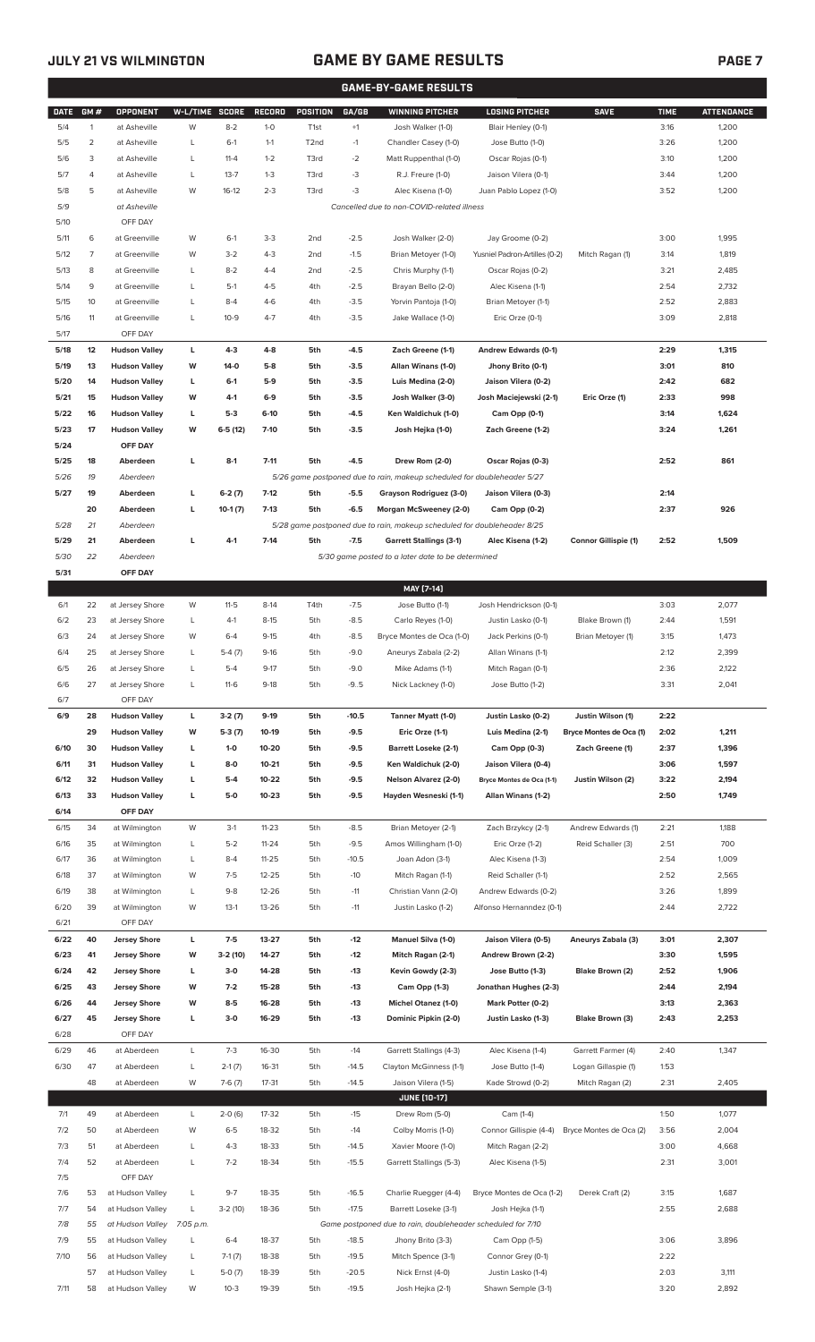## JULY 21 VS WILMINGTON

# GAME BY GAME RESULTS

### GAME-BY-GAME RESULTS

| DATE | GM # | OPPONENT | W-L/TIME | SCORE | RECORD | POSITION | GA/GB | WINNING PITCHER | LOSING PITCHER | SAVE | TIME | ATTENDANCE |
|---|---|---|---|---|---|---|---|---|---|---|---|---|
| 5/4 | 1 | at Asheville | W | 8-2 | 1-0 | T1st | +1 | Josh Walker (1-0) | Blair Henley (0-1) | | 3:16 | 1,200 |
| 5/5 | 2 | at Asheville | L | 6-1 | 1-1 | T2nd | -1 | Chandler Casey (1-0) | Jose Butto (1-0) | | 3:26 | 1,200 |
| 5/6 | 3 | at Asheville | L | 11-4 | 1-2 | T3rd | -2 | Matt Ruppenthal (1-0) | Oscar Rojas (0-1) | | 3:10 | 1,200 |
| 5/7 | 4 | at Asheville | L | 13-7 | 1-3 | T3rd | -3 | R.J. Freure (1-0) | Jaison Vilera (0-1) | | 3:44 | 1,200 |
| 5/8 | 5 | at Asheville | W | 16-12 | 2-3 | T3rd | -3 | Alec Kisena (1-0) | Juan Pablo Lopez (1-0) | | 3:52 | 1,200 |
| 5/9 | | at Asheville | | | | | | *Cancelled due to non-COVID-related illness* | | | | |
| 5/10 | | OFF DAY | | | | | | | | | | |
| 5/11 | 6 | at Greenville | W | 6-1 | 3-3 | 2nd | -2.5 | Josh Walker (2-0) | Jay Groome (0-2) | | 3:00 | 1,995 |
| 5/12 | 7 | at Greenville | W | 3-2 | 4-3 | 2nd | -1.5 | Brian Metoyer (1-0) | Yusniel Padron-Artilles (0-2) | Mitch Ragan (1) | 3:14 | 1,819 |
| 5/13 | 8 | at Greenville | L | 8-2 | 4-4 | 2nd | -2.5 | Chris Murphy (1-1) | Oscar Rojas (0-2) | | 3:21 | 2,485 |
| 5/14 | 9 | at Greenville | L | 5-1 | 4-5 | 4th | -2.5 | Brayan Bello (2-0) | Alec Kisena (1-1) | | 2:54 | 2,732 |
| 5/15 | 10 | at Greenville | L | 8-4 | 4-6 | 4th | -3.5 | Yorvin Pantoja (1-0) | Brian Metoyer (1-1) | | 2:52 | 2,883 |
| 5/16 | 11 | at Greenville | L | 10-9 | 4-7 | 4th | -3.5 | Jake Wallace (1-0) | Eric Orze (0-1) | | 3:09 | 2,818 |
| 5/17 | | OFF DAY | | | | | | | | | | |
| **5/18** | **12** | **Hudson Valley** | **L** | **4-3** | **4-8** | **5th** | **-4.5** | **Zach Greene (1-1)** | **Andrew Edwards (0-1)** | | **2:29** | **1,315** |
| **5/19** | **13** | **Hudson Valley** | **W** | **14-0** | **5-8** | **5th** | **-3.5** | **Allan Winans (1-0)** | **Jhony Brito (0-1)** | | **3:01** | **810** |
| **5/20** | **14** | **Hudson Valley** | **L** | **6-1** | **5-9** | **5th** | **-3.5** | **Luis Medina (2-0)** | **Jaison Vilera (0-2)** | | **2:42** | **682** |
| **5/21** | **15** | **Hudson Valley** | **W** | **4-1** | **6-9** | **5th** | **-3.5** | **Josh Walker (3-0)** | **Josh Maciejewski (2-1)** | **Eric Orze (1)** | **2:33** | **998** |
| **5/22** | **16** | **Hudson Valley** | **L** | **5-3** | **6-10** | **5th** | **-4.5** | **Ken Waldichuk (1-0)** | **Cam Opp (0-1)** | | **3:14** | **1,624** |
| **5/23** | **17** | **Hudson Valley** | **W** | **6-5 (12)** | **7-10** | **5th** | **-3.5** | **Josh Hejka (1-0)** | **Zach Greene (1-2)** | | **3:24** | **1,261** |
| **5/24** | | **OFF DAY** | | | | | | | | | | |
| **5/25** | **18** | **Aberdeen** | **L** | **8-1** | **7-11** | **5th** | **-4.5** | **Drew Rom (2-0)** | **Oscar Rojas (0-3)** | | **2:52** | **861** |
| *5/26* | *19* | *Aberdeen* | | | | | | *5/26 game postponed due to rain, makeup scheduled for doubleheader 5/27* | | | | |
| **5/27** | **19** | **Aberdeen** | **L** | **6-2 (7)** | **7-12** | **5th** | **-5.5** | **Grayson Rodriguez (3-0)** | **Jaison Vilera (0-3)** | | **2:14** | |
| | **20** | **Aberdeen** | **L** | **10-1 (7)** | **7-13** | **5th** | **-6.5** | **Morgan McSweeney (2-0)** | **Cam Opp (0-2)** | | **2:37** | **926** |
| *5/28* | *21* | *Aberdeen* | | | | | | *5/28 game postponed due to rain, makeup scheduled for doubleheader 8/25* | | | | |
| **5/29** | **21** | **Aberdeen** | **L** | **4-1** | **7-14** | **5th** | **-7.5** | **Garrett Stallings (3-1)** | **Alec Kisena (1-2)** | **Connor Gillispie (1)** | **2:52** | **1,509** |
| *5/30* | *22* | *Aberdeen* | | | | | | *5/30 game posted to a later date to be determined* | | | | |
| **5/31** | | **OFF DAY** | | | | | | | | | | |
| | | | | | | | | **MAY [7-14]** | | | | |
| 6/1 | 22 | at Jersey Shore | W | 11-5 | 8-14 | T4th | -7.5 | Jose Butto (1-1) | Josh Hendrickson (0-1) | | 3:03 | 2,077 |
| 6/2 | 23 | at Jersey Shore | L | 4-1 | 8-15 | 5th | -8.5 | Carlo Reyes (1-0) | Justin Lasko (0-1) | Blake Brown (1) | 2:44 | 1,591 |
| 6/3 | 24 | at Jersey Shore | W | 6-4 | 9-15 | 4th | -8.5 | Bryce Montes de Oca (1-0) | Jack Perkins (0-1) | Brian Metoyer (1) | 3:15 | 1,473 |
| 6/4 | 25 | at Jersey Shore | L | 5-4 (7) | 9-16 | 5th | -9.0 | Aneurys Zabala (2-2) | Allan Winans (1-1) | | 2:12 | 2,399 |
| 6/5 | 26 | at Jersey Shore | L | 5-4 | 9-17 | 5th | -9.0 | Mike Adams (1-1) | Mitch Ragan (0-1) | | 2:36 | 2,122 |
| 6/6 | 27 | at Jersey Shore | L | 11-6 | 9-18 | 5th | -9..5 | Nick Lackney (1-0) | Jose Butto (1-2) | | 3:31 | 2,041 |
| 6/7 | | OFF DAY | | | | | | | | | | |
| **6/9** | **28** | **Hudson Valley** | **L** | **3-2 (7)** | **9-19** | **5th** | **-10.5** | **Tanner Myatt (1-0)** | **Justin Lasko (0-2)** | **Justin Wilson (1)** | **2:22** | |
| | **29** | **Hudson Valley** | **W** | **5-3 (7)** | **10-19** | **5th** | **-9.5** | **Eric Orze (1-1)** | **Luis Medina (2-1)** | **Bryce Montes de Oca (1)** | **2:02** | **1,211** |
| **6/10** | **30** | **Hudson Valley** | **L** | **1-0** | **10-20** | **5th** | **-9.5** | **Barrett Loseke (2-1)** | **Cam Opp (0-3)** | **Zach Greene (1)** | **2:37** | **1,396** |
| **6/11** | **31** | **Hudson Valley** | **L** | **8-0** | **10-21** | **5th** | **-9.5** | **Ken Waldichuk (2-0)** | **Jaison Vilera (0-4)** | | **3:06** | **1,597** |
| **6/12** | **32** | **Hudson Valley** | **L** | **5-4** | **10-22** | **5th** | **-9.5** | **Nelson Alvarez (2-0)** | **Bryce Montes de Oca (1-1)** | **Justin Wilson (2)** | **3:22** | **2,194** |
| **6/13** | **33** | **Hudson Valley** | **L** | **5-0** | **10-23** | **5th** | **-9.5** | **Hayden Wesneski (1-1)** | **Allan Winans (1-2)** | | **2:50** | **1,749** |
| **6/14** | | **OFF DAY** | | | | | | | | | | |
| 6/15 | 34 | at Wilmington | W | 3-1 | 11-23 | 5th | -8.5 | Brian Metoyer (2-1) | Zach Brzykcy (2-1) | Andrew Edwards (1) | 2:21 | 1,188 |
| 6/16 | 35 | at Wilmington | L | 5-2 | 11-24 | 5th | -9.5 | Amos Willingham (1-0) | Eric Orze (1-2) | Reid Schaller (3) | 2:51 | 700 |
| 6/17 | 36 | at Wilmington | L | 8-4 | 11-25 | 5th | -10.5 | Joan Adon (3-1) | Alec Kisena (1-3) | | 2:54 | 1,009 |
| 6/18 | 37 | at Wilmington | W | 7-5 | 12-25 | 5th | -10 | Mitch Ragan (1-1) | Reid Schaller (1-1) | | 2:52 | 2,565 |
| 6/19 | 38 | at Wilmington | L | 9-8 | 12-26 | 5th | -11 | Christian Vann (2-0) | Andrew Edwards (0-2) | | 3:26 | 1,899 |
| 6/20 | 39 | at Wilmington | W | 13-1 | 13-26 | 5th | -11 | Justin Lasko (1-2) | Alfonso Hernanndez (0-1) | | 2:44 | 2,722 |
| 6/21 | | OFF DAY | | | | | | | | | | |
| **6/22** | **40** | **Jersey Shore** | **L** | **7-5** | **13-27** | **5th** | **-12** | **Manuel Silva (1-0)** | **Jaison Vilera (0-5)** | **Aneurys Zabala (3)** | **3:01** | **2,307** |
| **6/23** | **41** | **Jersey Shore** | **W** | **3-2 (10)** | **14-27** | **5th** | **-12** | **Mitch Ragan (2-1)** | **Andrew Brown (2-2)** | | **3:30** | **1,595** |
| **6/24** | **42** | **Jersey Shore** | **L** | **3-0** | **14-28** | **5th** | **-13** | **Kevin Gowdy (2-3)** | **Jose Butto (1-3)** | **Blake Brown (2)** | **2:52** | **1,906** |
| **6/25** | **43** | **Jersey Shore** | **W** | **7-2** | **15-28** | **5th** | **-13** | **Cam Opp (1-3)** | **Jonathan Hughes (2-3)** | | **2:44** | **2,194** |
| **6/26** | **44** | **Jersey Shore** | **W** | **8-5** | **16-28** | **5th** | **-13** | **Michel Otanez (1-0)** | **Mark Potter (0-2)** | | **3:13** | **2,363** |
| **6/27** | **45** | **Jersey Shore** | **L** | **3-0** | **16-29** | **5th** | **-13** | **Dominic Pipkin (2-0)** | **Justin Lasko (1-3)** | **Blake Brown (3)** | **2:43** | **2,253** |
| 6/28 | | OFF DAY | | | | | | | | | | |
| 6/29 | 46 | at Aberdeen | L | 7-3 | 16-30 | 5th | -14 | Garrett Stallings (4-3) | Alec Kisena (1-4) | Garrett Farmer (4) | 2:40 | 1,347 |
| 6/30 | 47 | at Aberdeen | L | 2-1 (7) | 16-31 | 5th | -14.5 | Clayton McGinness (1-1) | Jose Butto (1-4) | Logan Gillaspie (1) | 1:53 | |
| | 48 | at Aberdeen | W | 7-6 (7) | 17-31 | 5th | -14.5 | Jaison Vilera (1-5) | Kade Strowd (0-2) | Mitch Ragan (2) | 2:31 | 2,405 |
| | | | | | | | | **JUNE [10-17]** | | | | |
| 7/1 | 49 | at Aberdeen | L | 2-0 (6) | 17-32 | 5th | -15 | Drew Rom (5-0) | Cam (1-4) | | 1:50 | 1,077 |
| 7/2 | 50 | at Aberdeen | W | 6-5 | 18-32 | 5th | -14 | Colby Morris (1-0) | Connor Gillispie (4-4) | Bryce Montes de Oca (2) | 3:56 | 2,004 |
| 7/3 | 51 | at Aberdeen | L | 4-3 | 18-33 | 5th | -14.5 | Xavier Moore (1-0) | Mitch Ragan (2-2) | | 3:00 | 4,668 |
| 7/4 | 52 | at Aberdeen | L | 7-2 | 18-34 | 5th | -15.5 | Garrett Stallings (5-3) | Alec Kisena (1-5) | | 2:31 | 3,001 |
| 7/5 | | OFF DAY | | | | | | | | | | |
| 7/6 | 53 | at Hudson Valley | L | 9-7 | 18-35 | 5th | -16.5 | Charlie Ruegger (4-4) | Bryce Montes de Oca (1-2) | Derek Craft (2) | 3:15 | 1,687 |
| 7/7 | 54 | at Hudson Valley | L | 3-2 (10) | 18-36 | 5th | -17.5 | Barrett Loseke (3-1) | Josh Hejka (1-1) | | 2:55 | 2,688 |
| *7/8* | *55* | *at Hudson Valley* | *7:05 p.m.* | | | | | *Game postponed due to rain, doubleheader scheduled for 7/10* | | | | |
| 7/9 | 55 | at Hudson Valley | L | 6-4 | 18-37 | 5th | -18.5 | Jhony Brito (3-3) | Cam Opp (1-5) | | 3:06 | 3,896 |
| 7/10 | 56 | at Hudson Valley | L | 7-1 (7) | 18-38 | 5th | -19.5 | Mitch Spence (3-1) | Connor Grey (0-1) | | 2:22 | |
| | 57 | at Hudson Valley | L | 5-0 (7) | 18-39 | 5th | -20.5 | Nick Ernst (4-0) | Justin Lasko (1-4) | | 2:03 | 3,111 |
| 7/11 | 58 | at Hudson Valley | W | 10-3 | 19-39 | 5th | -19.5 | Josh Hejka (2-1) | Shawn Semple (3-1) | | 3:20 | 2,892 |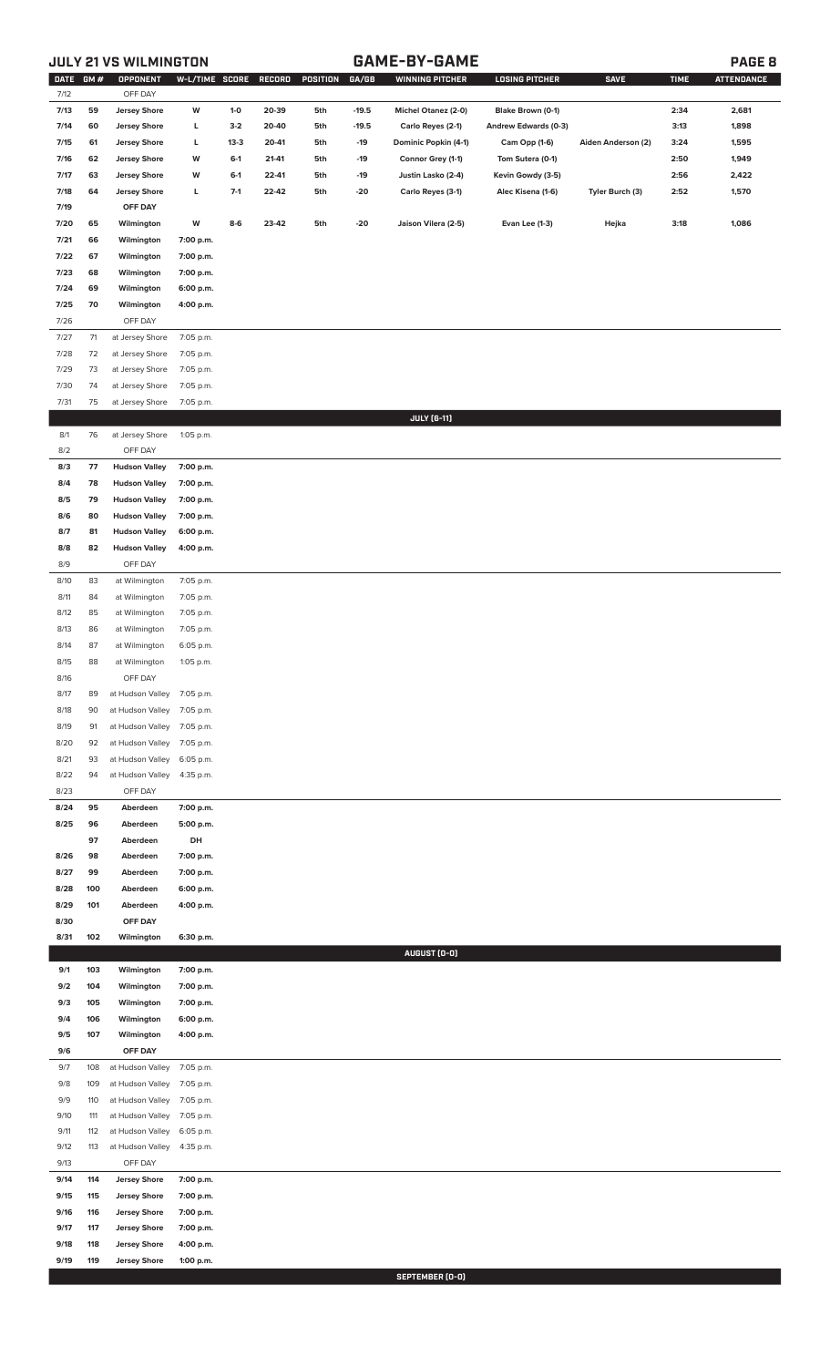## JULY 21 VS WILMINGTON — GAME-BY-GAME

| DATE | GM # | OPPONENT | W-L/TIME | SCORE | RECORD | POSITION | GA/GB | WINNING PITCHER | LOSING PITCHER | SAVE | TIME | ATTENDANCE |
|---|---|---|---|---|---|---|---|---|---|---|---|---|
| 7/12 | | OFF DAY | | | | | | | | | | |
| 7/13 | 59 | Jersey Shore | W | 1-0 | 20-39 | 5th | -19.5 | Michel Otanez (2-0) | Blake Brown (0-1) | | 2:34 | 2,681 |
| 7/14 | 60 | Jersey Shore | L | 3-2 | 20-40 | 5th | -19.5 | Carlo Reyes (2-1) | Andrew Edwards (0-3) | | 3:13 | 1,898 |
| 7/15 | 61 | Jersey Shore | L | 13-3 | 20-41 | 5th | -19 | Dominic Popkin (4-1) | Cam Opp (1-6) | Aiden Anderson (2) | 3:24 | 1,595 |
| 7/16 | 62 | Jersey Shore | W | 6-1 | 21-41 | 5th | -19 | Connor Grey (1-1) | Tom Sutera (0-1) | | 2:50 | 1,949 |
| 7/17 | 63 | Jersey Shore | W | 6-1 | 22-41 | 5th | -19 | Justin Lasko (2-4) | Kevin Gowdy (3-5) | | 2:56 | 2,422 |
| 7/18 | 64 | Jersey Shore | L | 7-1 | 22-42 | 5th | -20 | Carlo Reyes (3-1) | Alec Kisena (1-6) | Tyler Burch (3) | 2:52 | 1,570 |
| 7/19 | | OFF DAY | | | | | | | | | | |
| 7/20 | 65 | Wilmington | W | 8-6 | 23-42 | 5th | -20 | Jaison Vilera (2-5) | Evan Lee (1-3) | Hejka | 3:18 | 1,086 |
| 7/21 | 66 | Wilmington | 7:00 p.m. | | | | | | | | | |
| 7/22 | 67 | Wilmington | 7:00 p.m. | | | | | | | | | |
| 7/23 | 68 | Wilmington | 7:00 p.m. | | | | | | | | | |
| 7/24 | 69 | Wilmington | 6:00 p.m. | | | | | | | | | |
| 7/25 | 70 | Wilmington | 4:00 p.m. | | | | | | | | | |
| 7/26 | | OFF DAY | | | | | | | | | | |
| 7/27 | 71 | at Jersey Shore | 7:05 p.m. | | | | | | | | | |
| 7/28 | 72 | at Jersey Shore | 7:05 p.m. | | | | | | | | | |
| 7/29 | 73 | at Jersey Shore | 7:05 p.m. | | | | | | | | | |
| 7/30 | 74 | at Jersey Shore | 7:05 p.m. | | | | | | | | | |
| 7/31 | 75 | at Jersey Shore | 7:05 p.m. | | | | | | | | | |
| | | | | | | | | **JULY [6-11]** | | | | |
| 8/1 | 76 | at Jersey Shore | 1:05 p.m. | | | | | | | | | |
| 8/2 | | OFF DAY | | | | | | | | | | |
| 8/3 | 77 | Hudson Valley | 7:00 p.m. | | | | | | | | | |
| 8/4 | 78 | Hudson Valley | 7:00 p.m. | | | | | | | | | |
| 8/5 | 79 | Hudson Valley | 7:00 p.m. | | | | | | | | | |
| 8/6 | 80 | Hudson Valley | 7:00 p.m. | | | | | | | | | |
| 8/7 | 81 | Hudson Valley | 6:00 p.m. | | | | | | | | | |
| 8/8 | 82 | Hudson Valley | 4:00 p.m. | | | | | | | | | |
| 8/9 | | OFF DAY | | | | | | | | | | |
| 8/10 | 83 | at Wilmington | 7:05 p.m. | | | | | | | | | |
| 8/11 | 84 | at Wilmington | 7:05 p.m. | | | | | | | | | |
| 8/12 | 85 | at Wilmington | 7:05 p.m. | | | | | | | | | |
| 8/13 | 86 | at Wilmington | 7:05 p.m. | | | | | | | | | |
| 8/14 | 87 | at Wilmington | 6:05 p.m. | | | | | | | | | |
| 8/15 | 88 | at Wilmington | 1:05 p.m. | | | | | | | | | |
| 8/16 | | OFF DAY | | | | | | | | | | |
| 8/17 | 89 | at Hudson Valley | 7:05 p.m. | | | | | | | | | |
| 8/18 | 90 | at Hudson Valley | 7:05 p.m. | | | | | | | | | |
| 8/19 | 91 | at Hudson Valley | 7:05 p.m. | | | | | | | | | |
| 8/20 | 92 | at Hudson Valley | 7:05 p.m. | | | | | | | | | |
| 8/21 | 93 | at Hudson Valley | 6:05 p.m. | | | | | | | | | |
| 8/22 | 94 | at Hudson Valley | 4:35 p.m. | | | | | | | | | |
| 8/23 | | OFF DAY | | | | | | | | | | |
| 8/24 | 95 | Aberdeen | 7:00 p.m. | | | | | | | | | |
| 8/25 | 96 | Aberdeen | 5:00 p.m. | | | | | | | | | |
| | 97 | Aberdeen | DH | | | | | | | | | |
| 8/26 | 98 | Aberdeen | 7:00 p.m. | | | | | | | | | |
| 8/27 | 99 | Aberdeen | 7:00 p.m. | | | | | | | | | |
| 8/28 | 100 | Aberdeen | 6:00 p.m. | | | | | | | | | |
| 8/29 | 101 | Aberdeen | 4:00 p.m. | | | | | | | | | |
| 8/30 | | OFF DAY | | | | | | | | | | |
| 8/31 | 102 | Wilmington | 6:30 p.m. | | | | | | | | | |
| | | | | | | | | **AUGUST [0-0]** | | | | |
| 9/1 | 103 | Wilmington | 7:00 p.m. | | | | | | | | | |
| 9/2 | 104 | Wilmington | 7:00 p.m. | | | | | | | | | |
| 9/3 | 105 | Wilmington | 7:00 p.m. | | | | | | | | | |
| 9/4 | 106 | Wilmington | 6:00 p.m. | | | | | | | | | |
| 9/5 | 107 | Wilmington | 4:00 p.m. | | | | | | | | | |
| 9/6 | | OFF DAY | | | | | | | | | | |
| 9/7 | 108 | at Hudson Valley | 7:05 p.m. | | | | | | | | | |
| 9/8 | 109 | at Hudson Valley | 7:05 p.m. | | | | | | | | | |
| 9/9 | 110 | at Hudson Valley | 7:05 p.m. | | | | | | | | | |
| 9/10 | 111 | at Hudson Valley | 7:05 p.m. | | | | | | | | | |
| 9/11 | 112 | at Hudson Valley | 6:05 p.m. | | | | | | | | | |
| 9/12 | 113 | at Hudson Valley | 4:35 p.m. | | | | | | | | | |
| 9/13 | | OFF DAY | | | | | | | | | | |
| 9/14 | 114 | Jersey Shore | 7:00 p.m. | | | | | | | | | |
| 9/15 | 115 | Jersey Shore | 7:00 p.m. | | | | | | | | | |
| 9/16 | 116 | Jersey Shore | 7:00 p.m. | | | | | | | | | |
| 9/17 | 117 | Jersey Shore | 7:00 p.m. | | | | | | | | | |
| 9/18 | 118 | Jersey Shore | 4:00 p.m. | | | | | | | | | |
| 9/19 | 119 | Jersey Shore | 1:00 p.m. | | | | | | | | | |
| | | | | | | | | **SEPTEMBER [0-0]** | | | | |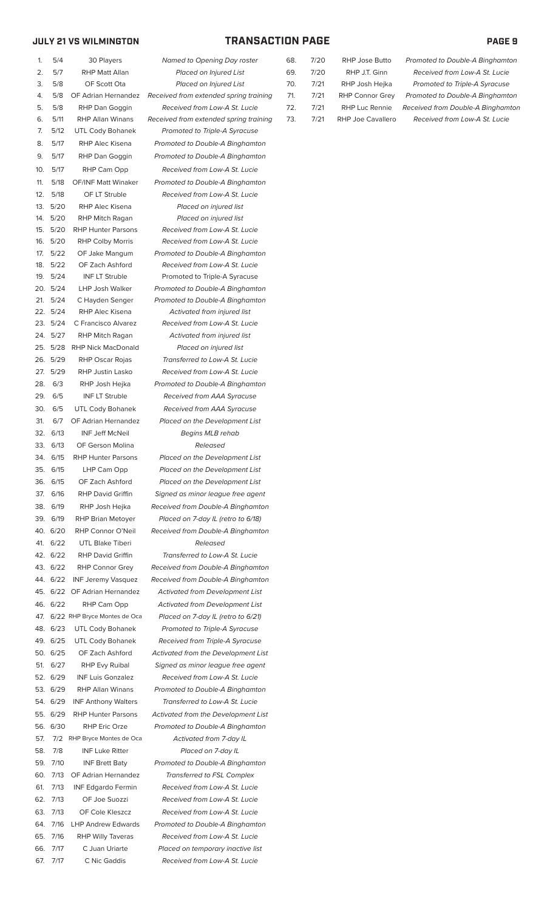## JULY 21 VS WILMINGTON

# TRANSACTION PAGE

| | | | |
|---|---|---|---|
| 1. | 5/4 | 30 Players | *Named to Opening Day roster* |
| 2. | 5/7 | RHP Matt Allan | *Placed on Injured List* |
| 3. | 5/8 | OF Scott Ota | *Placed on Injured List* |
| 4. | 5/8 | OF Adrian Hernandez | *Received from extended spring training* |
| 5. | 5/8 | RHP Dan Goggin | *Received from Low-A St. Lucie* |
| 6. | 5/11 | RHP Allan Winans | *Received from extended spring training* |
| 7. | 5/12 | UTL Cody Bohanek | *Promoted to Triple-A Syracuse* |
| 8. | 5/17 | RHP Alec Kisena | *Promoted to Double-A Binghamton* |
| 9. | 5/17 | RHP Dan Goggin | *Promoted to Double-A Binghamton* |
| 10. | 5/17 | RHP Cam Opp | *Received from Low-A St. Lucie* |
| 11. | 5/18 | OF/INF Matt Winaker | *Promoted to Double-A Binghamton* |
| 12. | 5/18 | OF LT Struble | *Received from Low-A St. Lucie* |
| 13. | 5/20 | RHP Alec Kisena | *Placed on injured list* |
| 14. | 5/20 | RHP Mitch Ragan | *Placed on injured list* |
| 15. | 5/20 | RHP Hunter Parsons | *Received from Low-A St. Lucie* |
| 16. | 5/20 | RHP Colby Morris | *Received from Low-A St. Lucie* |
| 17. | 5/22 | OF Jake Mangum | *Promoted to Double-A Binghamton* |
| 18. | 5/22 | OF Zach Ashford | *Received from Low-A St. Lucie* |
| 19. | 5/24 | INF LT Struble | Promoted to Triple-A Syracuse |
| 20. | 5/24 | LHP Josh Walker | *Promoted to Double-A Binghamton* |
| 21. | 5/24 | C Hayden Senger | *Promoted to Double-A Binghamton* |
| 22. | 5/24 | RHP Alec Kisena | *Activated from injured list* |
| 23. | 5/24 | C Francisco Alvarez | *Received from Low-A St. Lucie* |
| 24. | 5/27 | RHP Mitch Ragan | *Activated from injured list* |
| 25. | 5/28 | RHP Nick MacDonald | *Placed on injured list* |
| 26. | 5/29 | RHP Oscar Rojas | *Transferred to Low-A St. Lucie* |
| 27. | 5/29 | RHP Justin Lasko | *Received from Low-A St. Lucie* |
| 28. | 6/3 | RHP Josh Hejka | *Promoted to Double-A Binghamton* |
| 29. | 6/5 | INF LT Struble | *Received from AAA Syracuse* |
| 30. | 6/5 | UTL Cody Bohanek | *Received from AAA Syracuse* |
| 31. | 6/7 | OF Adrian Hernandez | *Placed on the Development List* |
| 32. | 6/13 | INF Jeff McNeil | *Begins MLB rehab* |
| 33. | 6/13 | OF Gerson Molina | *Released* |
| 34. | 6/15 | RHP Hunter Parsons | *Placed on the Development List* |
| 35. | 6/15 | LHP Cam Opp | *Placed on the Development List* |
| 36. | 6/15 | OF Zach Ashford | *Placed on the Development List* |
| 37. | 6/16 | RHP David Griffin | *Signed as minor league free agent* |
| 38. | 6/19 | RHP Josh Hejka | *Received from Double-A Binghamton* |
| 39. | 6/19 | RHP Brian Metoyer | *Placed on 7-day IL (retro to 6/18)* |
| 40. | 6/20 | RHP Connor O'Neil | *Received from Double-A Binghamton* |
| 41. | 6/22 | UTL Blake Tiberi | *Released* |
| 42. | 6/22 | RHP David Griffin | *Transferred to Low-A St. Lucie* |
| 43. | 6/22 | RHP Connor Grey | *Received from Double-A Binghamton* |
| 44. | 6/22 | INF Jeremy Vasquez | *Received from Double-A Binghamton* |
| 45. | 6/22 | OF Adrian Hernandez | *Activated from Development List* |
| 46. | 6/22 | RHP Cam Opp | *Activated from Development List* |
| 47. | 6/22 | RHP Bryce Montes de Oca | *Placed on 7-day IL (retro to 6/21)* |
| 48. | 6/23 | UTL Cody Bohanek | *Promoted to Triple-A Syracuse* |
| 49. | 6/25 | UTL Cody Bohanek | *Received from Triple-A Syracuse* |
| 50. | 6/25 | OF Zach Ashford | *Activated from the Development List* |
| 51. | 6/27 | RHP Evy Ruibal | *Signed as minor league free agent* |
| 52. | 6/29 | INF Luis Gonzalez | *Received from Low-A St. Lucie* |
| 53. | 6/29 | RHP Allan Winans | *Promoted to Double-A Binghamton* |
| 54. | 6/29 | INF Anthony Walters | *Transferred to Low-A St. Lucie* |
| 55. | 6/29 | RHP Hunter Parsons | *Activated from the Development List* |
| 56. | 6/30 | RHP Eric Orze | *Promoted to Double-A Binghamton* |
| 57. | 7/2 | RHP Bryce Montes de Oca | *Activated from 7-day IL* |
| 58. | 7/8 | INF Luke Ritter | *Placed on 7-day IL* |
| 59. | 7/10 | INF Brett Baty | *Promoted to Double-A Binghamton* |
| 60. | 7/13 | OF Adrian Hernandez | *Transferred to FSL Complex* |
| 61. | 7/13 | INF Edgardo Fermin | *Received from Low-A St. Lucie* |
| 62. | 7/13 | OF Joe Suozzi | *Received from Low-A St. Lucie* |
| 63. | 7/13 | OF Cole Kleszcz | *Received from Low-A St. Lucie* |
| 64. | 7/16 | LHP Andrew Edwards | *Promoted to Double-A Binghamton* |
| 65. | 7/16 | RHP Willy Taveras | *Received from Low-A St. Lucie* |
| 66. | 7/17 | C Juan Uriarte | *Placed on temporary inactive list* |
| 67. | 7/17 | C Nic Gaddis | *Received from Low-A St. Lucie* |
| 68. | 7/20 | RHP Jose Butto | *Promoted to Double-A Binghamton* |
| 69. | 7/20 | RHP J.T. Ginn | *Received from Low-A St. Lucie* |
| 70. | 7/21 | RHP Josh Hejka | *Promoted to Triple-A Syracuse* |
| 71. | 7/21 | RHP Connor Grey | *Promoted to Double-A Binghamton* |
| 72. | 7/21 | RHP Luc Rennie | *Received from Double-A Binghamton* |
| 73. | 7/21 | RHP Joe Cavallero | *Received from Low-A St. Lucie* |